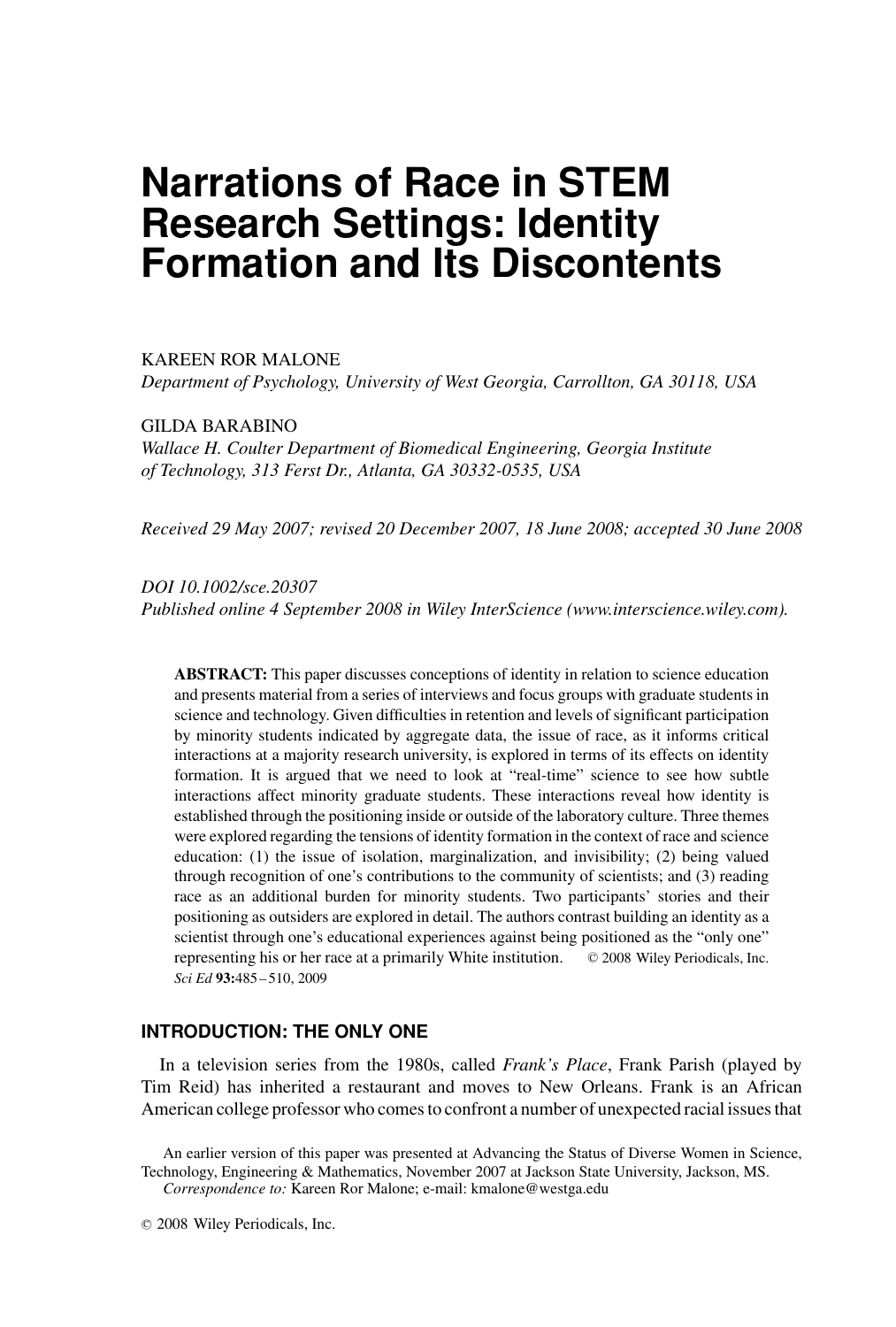# Narrations of Race in STEM Research Settings: Identity Formation and Its Discontents

KAREEN ROR MALONE
*Department of Psychology, University of West Georgia, Carrollton, GA 30118, USA*

GILDA BARABINO
*Wallace H. Coulter Department of Biomedical Engineering, Georgia Institute of Technology, 313 Ferst Dr., Atlanta, GA 30332-0535, USA*

*Received 29 May 2007; revised 20 December 2007, 18 June 2008; accepted 30 June 2008*

*DOI 10.1002/sce.20307*
*Published online 4 September 2008 in Wiley InterScience (www.interscience.wiley.com).*

**ABSTRACT:** This paper discusses conceptions of identity in relation to science education and presents material from a series of interviews and focus groups with graduate students in science and technology. Given difficulties in retention and levels of significant participation by minority students indicated by aggregate data, the issue of race, as it informs critical interactions at a majority research university, is explored in terms of its effects on identity formation. It is argued that we need to look at "real-time" science to see how subtle interactions affect minority graduate students. These interactions reveal how identity is established through the positioning inside or outside of the laboratory culture. Three themes were explored regarding the tensions of identity formation in the context of race and science education: (1) the issue of isolation, marginalization, and invisibility; (2) being valued through recognition of one's contributions to the community of scientists; and (3) reading race as an additional burden for minority students. Two participants' stories and their positioning as outsiders are explored in detail. The authors contrast building an identity as a scientist through one's educational experiences against being positioned as the "only one" representing his or her race at a primarily White institution. © 2008 Wiley Periodicals, Inc. *Sci Ed* **93:**485–510, 2009

## INTRODUCTION: THE ONLY ONE

In a television series from the 1980s, called *Frank's Place*, Frank Parish (played by Tim Reid) has inherited a restaurant and moves to New Orleans. Frank is an African American college professor who comes to confront a number of unexpected racial issues that

An earlier version of this paper was presented at Advancing the Status of Diverse Women in Science, Technology, Engineering & Mathematics, November 2007 at Jackson State University, Jackson, MS.
*Correspondence to:* Kareen Ror Malone; e-mail: kmalone@westga.edu

© 2008 Wiley Periodicals, Inc.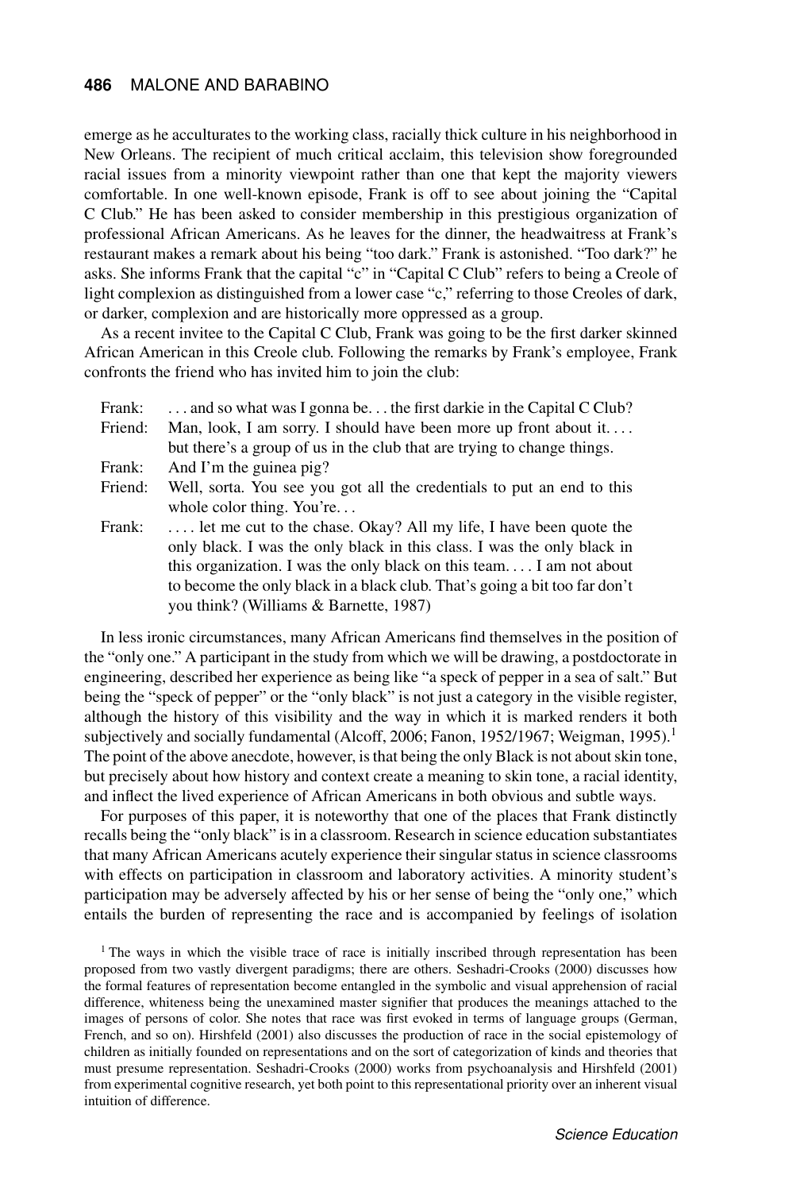emerge as he acculturates to the working class, racially thick culture in his neighborhood in New Orleans. The recipient of much critical acclaim, this television show foregrounded racial issues from a minority viewpoint rather than one that kept the majority viewers comfortable. In one well-known episode, Frank is off to see about joining the "Capital C Club." He has been asked to consider membership in this prestigious organization of professional African Americans. As he leaves for the dinner, the headwaitress at Frank's restaurant makes a remark about his being "too dark." Frank is astonished. "Too dark?" he asks. She informs Frank that the capital "c" in "Capital C Club" refers to being a Creole of light complexion as distinguished from a lower case "c," referring to those Creoles of dark, or darker, complexion and are historically more oppressed as a group.

As a recent invitee to the Capital C Club, Frank was going to be the first darker skinned African American in this Creole club. Following the remarks by Frank's employee, Frank confronts the friend who has invited him to join the club:

> Frank: . . . and so what was I gonna be. . . the first darkie in the Capital C Club?
>
> Friend: Man, look, I am sorry. I should have been more up front about it. . . . but there's a group of us in the club that are trying to change things.
>
> Frank: And I'm the guinea pig?
>
> Friend: Well, sorta. You see you got all the credentials to put an end to this whole color thing. You're. . .
>
> Frank: . . . . let me cut to the chase. Okay? All my life, I have been quote the only black. I was the only black in this class. I was the only black in this organization. I was the only black on this team. . . . I am not about to become the only black in a black club. That's going a bit too far don't you think? (Williams & Barnette, 1987)

In less ironic circumstances, many African Americans find themselves in the position of the "only one." A participant in the study from which we will be drawing, a postdoctorate in engineering, described her experience as being like "a speck of pepper in a sea of salt." But being the "speck of pepper" or the "only black" is not just a category in the visible register, although the history of this visibility and the way in which it is marked renders it both subjectively and socially fundamental (Alcoff, 2006; Fanon, 1952/1967; Weigman, 1995).[1] The point of the above anecdote, however, is that being the only Black is not about skin tone, but precisely about how history and context create a meaning to skin tone, a racial identity, and inflect the lived experience of African Americans in both obvious and subtle ways.

For purposes of this paper, it is noteworthy that one of the places that Frank distinctly recalls being the "only black" is in a classroom. Research in science education substantiates that many African Americans acutely experience their singular status in science classrooms with effects on participation in classroom and laboratory activities. A minority student's participation may be adversely affected by his or her sense of being the "only one," which entails the burden of representing the race and is accompanied by feelings of isolation

[1] The ways in which the visible trace of race is initially inscribed through representation has been proposed from two vastly divergent paradigms; there are others. Seshadri-Crooks (2000) discusses how the formal features of representation become entangled in the symbolic and visual apprehension of racial difference, whiteness being the unexamined master signifier that produces the meanings attached to the images of persons of color. She notes that race was first evoked in terms of language groups (German, French, and so on). Hirshfeld (2001) also discusses the production of race in the social epistemology of children as initially founded on representations and on the sort of categorization of kinds and theories that must presume representation. Seshadri-Crooks (2000) works from psychoanalysis and Hirshfeld (2001) from experimental cognitive research, yet both point to this representational priority over an inherent visual intuition of difference.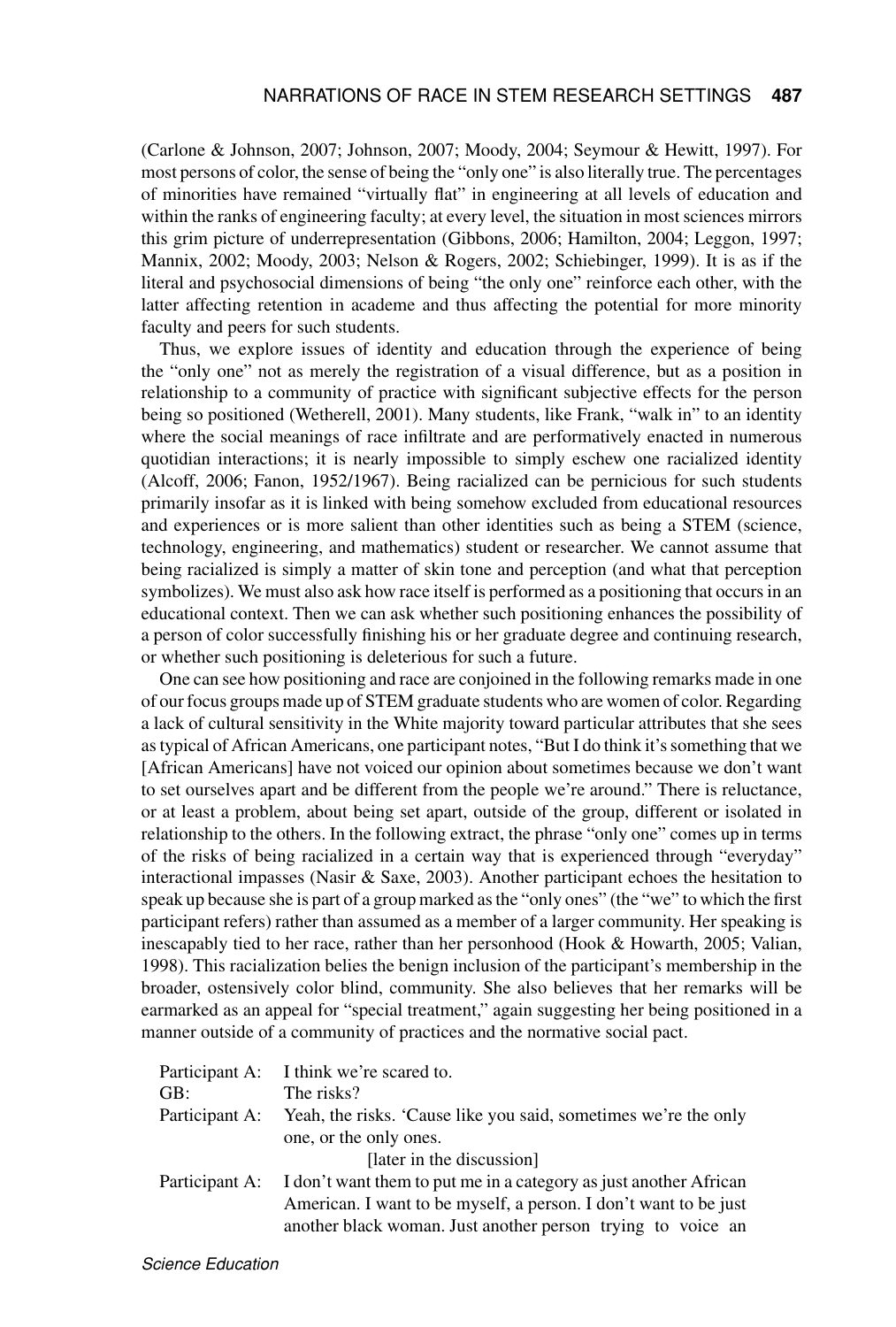(Carlone & Johnson, 2007; Johnson, 2007; Moody, 2004; Seymour & Hewitt, 1997). For most persons of color, the sense of being the "only one" is also literally true. The percentages of minorities have remained "virtually flat" in engineering at all levels of education and within the ranks of engineering faculty; at every level, the situation in most sciences mirrors this grim picture of underrepresentation (Gibbons, 2006; Hamilton, 2004; Leggon, 1997; Mannix, 2002; Moody, 2003; Nelson & Rogers, 2002; Schiebinger, 1999). It is as if the literal and psychosocial dimensions of being "the only one" reinforce each other, with the latter affecting retention in academe and thus affecting the potential for more minority faculty and peers for such students.

Thus, we explore issues of identity and education through the experience of being the "only one" not as merely the registration of a visual difference, but as a position in relationship to a community of practice with significant subjective effects for the person being so positioned (Wetherell, 2001). Many students, like Frank, "walk in" to an identity where the social meanings of race infiltrate and are performatively enacted in numerous quotidian interactions; it is nearly impossible to simply eschew one racialized identity (Alcoff, 2006; Fanon, 1952/1967). Being racialized can be pernicious for such students primarily insofar as it is linked with being somehow excluded from educational resources and experiences or is more salient than other identities such as being a STEM (science, technology, engineering, and mathematics) student or researcher. We cannot assume that being racialized is simply a matter of skin tone and perception (and what that perception symbolizes). We must also ask how race itself is performed as a positioning that occurs in an educational context. Then we can ask whether such positioning enhances the possibility of a person of color successfully finishing his or her graduate degree and continuing research, or whether such positioning is deleterious for such a future.

One can see how positioning and race are conjoined in the following remarks made in one of our focus groups made up of STEM graduate students who are women of color. Regarding a lack of cultural sensitivity in the White majority toward particular attributes that she sees as typical of African Americans, one participant notes, "But I do think it's something that we [African Americans] have not voiced our opinion about sometimes because we don't want to set ourselves apart and be different from the people we're around." There is reluctance, or at least a problem, about being set apart, outside of the group, different or isolated in relationship to the others. In the following extract, the phrase "only one" comes up in terms of the risks of being racialized in a certain way that is experienced through "everyday" interactional impasses (Nasir & Saxe, 2003). Another participant echoes the hesitation to speak up because she is part of a group marked as the "only ones" (the "we" to which the first participant refers) rather than assumed as a member of a larger community. Her speaking is inescapably tied to her race, rather than her personhood (Hook & Howarth, 2005; Valian, 1998). This racialization belies the benign inclusion of the participant's membership in the broader, ostensively color blind, community. She also believes that her remarks will be earmarked as an appeal for "special treatment," again suggesting her being positioned in a manner outside of a community of practices and the normative social pact.

Participant A: I think we're scared to.  
GB: The risks?  
Participant A: Yeah, the risks. 'Cause like you said, sometimes we're the only one, or the only ones.

[later in the discussion]

Participant A: I don't want them to put me in a category as just another African American. I want to be myself, a person. I don't want to be just another black woman. Just another person trying to voice an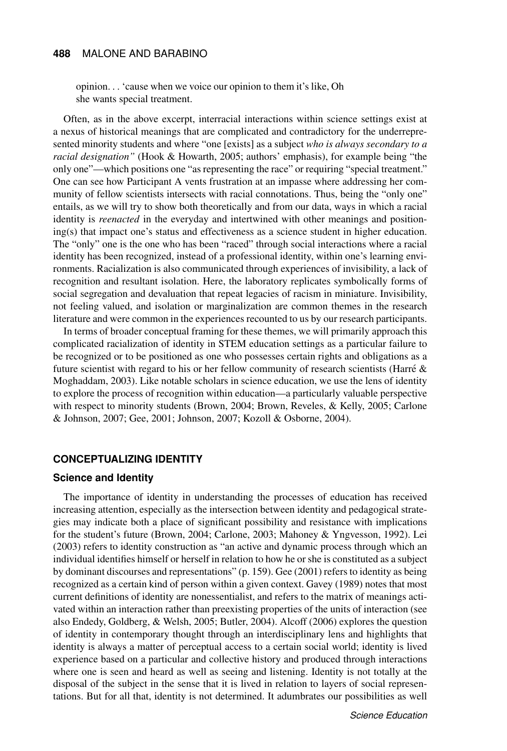opinion. . . 'cause when we voice our opinion to them it's like, Oh she wants special treatment.

Often, as in the above excerpt, interracial interactions within science settings exist at a nexus of historical meanings that are complicated and contradictory for the underrepresented minority students and where "one [exists] as a subject *who is always secondary to a racial designation"* (Hook & Howarth, 2005; authors' emphasis), for example being "the only one"—which positions one "as representing the race" or requiring "special treatment." One can see how Participant A vents frustration at an impasse where addressing her community of fellow scientists intersects with racial connotations. Thus, being the "only one" entails, as we will try to show both theoretically and from our data, ways in which a racial identity is *reenacted* in the everyday and intertwined with other meanings and positioning(s) that impact one's status and effectiveness as a science student in higher education. The "only" one is the one who has been "raced" through social interactions where a racial identity has been recognized, instead of a professional identity, within one's learning environments. Racialization is also communicated through experiences of invisibility, a lack of recognition and resultant isolation. Here, the laboratory replicates symbolically forms of social segregation and devaluation that repeat legacies of racism in miniature. Invisibility, not feeling valued, and isolation or marginalization are common themes in the research literature and were common in the experiences recounted to us by our research participants.

In terms of broader conceptual framing for these themes, we will primarily approach this complicated racialization of identity in STEM education settings as a particular failure to be recognized or to be positioned as one who possesses certain rights and obligations as a future scientist with regard to his or her fellow community of research scientists (Harré & Moghaddam, 2003). Like notable scholars in science education, we use the lens of identity to explore the process of recognition within education—a particularly valuable perspective with respect to minority students (Brown, 2004; Brown, Reveles, & Kelly, 2005; Carlone & Johnson, 2007; Gee, 2001; Johnson, 2007; Kozoll & Osborne, 2004).

## CONCEPTUALIZING IDENTITY

### Science and Identity

The importance of identity in understanding the processes of education has received increasing attention, especially as the intersection between identity and pedagogical strategies may indicate both a place of significant possibility and resistance with implications for the student's future (Brown, 2004; Carlone, 2003; Mahoney & Yngvesson, 1992). Lei (2003) refers to identity construction as "an active and dynamic process through which an individual identifies himself or herself in relation to how he or she is constituted as a subject by dominant discourses and representations" (p. 159). Gee (2001) refers to identity as being recognized as a certain kind of person within a given context. Gavey (1989) notes that most current definitions of identity are nonessentialist, and refers to the matrix of meanings activated within an interaction rather than preexisting properties of the units of interaction (see also Endedy, Goldberg, & Welsh, 2005; Butler, 2004). Alcoff (2006) explores the question of identity in contemporary thought through an interdisciplinary lens and highlights that identity is always a matter of perceptual access to a certain social world; identity is lived experience based on a particular and collective history and produced through interactions where one is seen and heard as well as seeing and listening. Identity is not totally at the disposal of the subject in the sense that it is lived in relation to layers of social representations. But for all that, identity is not determined. It adumbrates our possibilities as well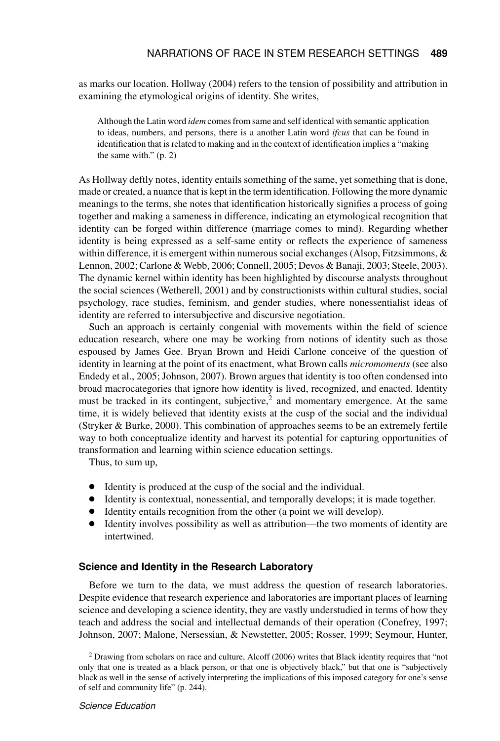as marks our location. Hollway (2004) refers to the tension of possibility and attribution in examining the etymological origins of identity. She writes,

> Although the Latin word *idem* comes from same and self identical with semantic application to ideas, numbers, and persons, there is a another Latin word *ifcus* that can be found in identification that is related to making and in the context of identification implies a "making the same with." (p. 2)

As Hollway deftly notes, identity entails something of the same, yet something that is done, made or created, a nuance that is kept in the term identification. Following the more dynamic meanings to the terms, she notes that identification historically signifies a process of going together and making a sameness in difference, indicating an etymological recognition that identity can be forged within difference (marriage comes to mind). Regarding whether identity is being expressed as a self-same entity or reflects the experience of sameness within difference, it is emergent within numerous social exchanges (Alsop, Fitzsimmons, & Lennon, 2002; Carlone & Webb, 2006; Connell, 2005; Devos & Banaji, 2003; Steele, 2003). The dynamic kernel within identity has been highlighted by discourse analysts throughout the social sciences (Wetherell, 2001) and by constructionists within cultural studies, social psychology, race studies, feminism, and gender studies, where nonessentialist ideas of identity are referred to intersubjective and discursive negotiation.

Such an approach is certainly congenial with movements within the field of science education research, where one may be working from notions of identity such as those espoused by James Gee. Bryan Brown and Heidi Carlone conceive of the question of identity in learning at the point of its enactment, what Brown calls *micromoments* (see also Endedy et al., 2005; Johnson, 2007). Brown argues that identity is too often condensed into broad macrocategories that ignore how identity is lived, recognized, and enacted. Identity must be tracked in its contingent, subjective,[2] and momentary emergence. At the same time, it is widely believed that identity exists at the cusp of the social and the individual (Stryker & Burke, 2000). This combination of approaches seems to be an extremely fertile way to both conceptualize identity and harvest its potential for capturing opportunities of transformation and learning within science education settings.

Thus, to sum up,

- Identity is produced at the cusp of the social and the individual.
- Identity is contextual, nonessential, and temporally develops; it is made together.
- Identity entails recognition from the other (a point we will develop).
- Identity involves possibility as well as attribution—the two moments of identity are intertwined.

### Science and Identity in the Research Laboratory

Before we turn to the data, we must address the question of research laboratories. Despite evidence that research experience and laboratories are important places of learning science and developing a science identity, they are vastly understudied in terms of how they teach and address the social and intellectual demands of their operation (Conefrey, 1997; Johnson, 2007; Malone, Nersessian, & Newstetter, 2005; Rosser, 1999; Seymour, Hunter,

[2] Drawing from scholars on race and culture, Alcoff (2006) writes that Black identity requires that "not only that one is treated as a black person, or that one is objectively black," but that one is "subjectively black as well in the sense of actively interpreting the implications of this imposed category for one's sense of self and community life" (p. 244).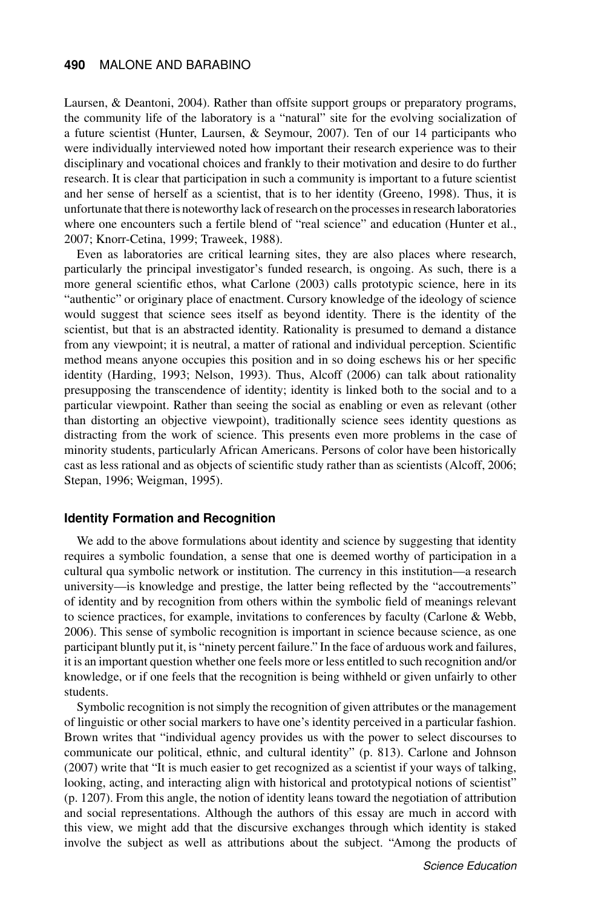Laursen, & Deantoni, 2004). Rather than offsite support groups or preparatory programs, the community life of the laboratory is a "natural" site for the evolving socialization of a future scientist (Hunter, Laursen, & Seymour, 2007). Ten of our 14 participants who were individually interviewed noted how important their research experience was to their disciplinary and vocational choices and frankly to their motivation and desire to do further research. It is clear that participation in such a community is important to a future scientist and her sense of herself as a scientist, that is to her identity (Greeno, 1998). Thus, it is unfortunate that there is noteworthy lack of research on the processes in research laboratories where one encounters such a fertile blend of "real science" and education (Hunter et al., 2007; Knorr-Cetina, 1999; Traweek, 1988).

Even as laboratories are critical learning sites, they are also places where research, particularly the principal investigator's funded research, is ongoing. As such, there is a more general scientific ethos, what Carlone (2003) calls prototypic science, here in its "authentic" or originary place of enactment. Cursory knowledge of the ideology of science would suggest that science sees itself as beyond identity. There is the identity of the scientist, but that is an abstracted identity. Rationality is presumed to demand a distance from any viewpoint; it is neutral, a matter of rational and individual perception. Scientific method means anyone occupies this position and in so doing eschews his or her specific identity (Harding, 1993; Nelson, 1993). Thus, Alcoff (2006) can talk about rationality presupposing the transcendence of identity; identity is linked both to the social and to a particular viewpoint. Rather than seeing the social as enabling or even as relevant (other than distorting an objective viewpoint), traditionally science sees identity questions as distracting from the work of science. This presents even more problems in the case of minority students, particularly African Americans. Persons of color have been historically cast as less rational and as objects of scientific study rather than as scientists (Alcoff, 2006; Stepan, 1996; Weigman, 1995).

### Identity Formation and Recognition

We add to the above formulations about identity and science by suggesting that identity requires a symbolic foundation, a sense that one is deemed worthy of participation in a cultural qua symbolic network or institution. The currency in this institution—a research university—is knowledge and prestige, the latter being reflected by the "accoutrements" of identity and by recognition from others within the symbolic field of meanings relevant to science practices, for example, invitations to conferences by faculty (Carlone & Webb, 2006). This sense of symbolic recognition is important in science because science, as one participant bluntly put it, is "ninety percent failure." In the face of arduous work and failures, it is an important question whether one feels more or less entitled to such recognition and/or knowledge, or if one feels that the recognition is being withheld or given unfairly to other students.

Symbolic recognition is not simply the recognition of given attributes or the management of linguistic or other social markers to have one's identity perceived in a particular fashion. Brown writes that "individual agency provides us with the power to select discourses to communicate our political, ethnic, and cultural identity" (p. 813). Carlone and Johnson (2007) write that "It is much easier to get recognized as a scientist if your ways of talking, looking, acting, and interacting align with historical and prototypical notions of scientist" (p. 1207). From this angle, the notion of identity leans toward the negotiation of attribution and social representations. Although the authors of this essay are much in accord with this view, we might add that the discursive exchanges through which identity is staked involve the subject as well as attributions about the subject. "Among the products of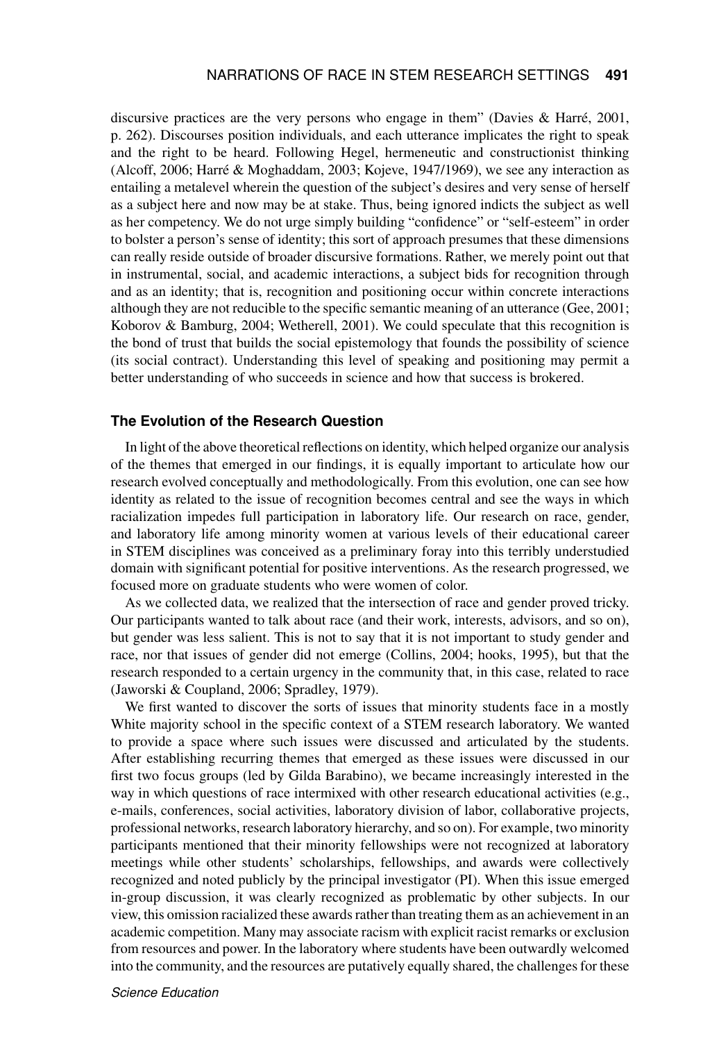discursive practices are the very persons who engage in them" (Davies & Harré, 2001, p. 262). Discourses position individuals, and each utterance implicates the right to speak and the right to be heard. Following Hegel, hermeneutic and constructionist thinking (Alcoff, 2006; Harré & Moghaddam, 2003; Kojeve, 1947/1969), we see any interaction as entailing a metalevel wherein the question of the subject's desires and very sense of herself as a subject here and now may be at stake. Thus, being ignored indicts the subject as well as her competency. We do not urge simply building "confidence" or "self-esteem" in order to bolster a person's sense of identity; this sort of approach presumes that these dimensions can really reside outside of broader discursive formations. Rather, we merely point out that in instrumental, social, and academic interactions, a subject bids for recognition through and as an identity; that is, recognition and positioning occur within concrete interactions although they are not reducible to the specific semantic meaning of an utterance (Gee, 2001; Koborov & Bamburg, 2004; Wetherell, 2001). We could speculate that this recognition is the bond of trust that builds the social epistemology that founds the possibility of science (its social contract). Understanding this level of speaking and positioning may permit a better understanding of who succeeds in science and how that success is brokered.

### The Evolution of the Research Question

In light of the above theoretical reflections on identity, which helped organize our analysis of the themes that emerged in our findings, it is equally important to articulate how our research evolved conceptually and methodologically. From this evolution, one can see how identity as related to the issue of recognition becomes central and see the ways in which racialization impedes full participation in laboratory life. Our research on race, gender, and laboratory life among minority women at various levels of their educational career in STEM disciplines was conceived as a preliminary foray into this terribly understudied domain with significant potential for positive interventions. As the research progressed, we focused more on graduate students who were women of color.

As we collected data, we realized that the intersection of race and gender proved tricky. Our participants wanted to talk about race (and their work, interests, advisors, and so on), but gender was less salient. This is not to say that it is not important to study gender and race, nor that issues of gender did not emerge (Collins, 2004; hooks, 1995), but that the research responded to a certain urgency in the community that, in this case, related to race (Jaworski & Coupland, 2006; Spradley, 1979).

We first wanted to discover the sorts of issues that minority students face in a mostly White majority school in the specific context of a STEM research laboratory. We wanted to provide a space where such issues were discussed and articulated by the students. After establishing recurring themes that emerged as these issues were discussed in our first two focus groups (led by Gilda Barabino), we became increasingly interested in the way in which questions of race intermixed with other research educational activities (e.g., e-mails, conferences, social activities, laboratory division of labor, collaborative projects, professional networks, research laboratory hierarchy, and so on). For example, two minority participants mentioned that their minority fellowships were not recognized at laboratory meetings while other students' scholarships, fellowships, and awards were collectively recognized and noted publicly by the principal investigator (PI). When this issue emerged in-group discussion, it was clearly recognized as problematic by other subjects. In our view, this omission racialized these awards rather than treating them as an achievement in an academic competition. Many may associate racism with explicit racist remarks or exclusion from resources and power. In the laboratory where students have been outwardly welcomed into the community, and the resources are putatively equally shared, the challenges for these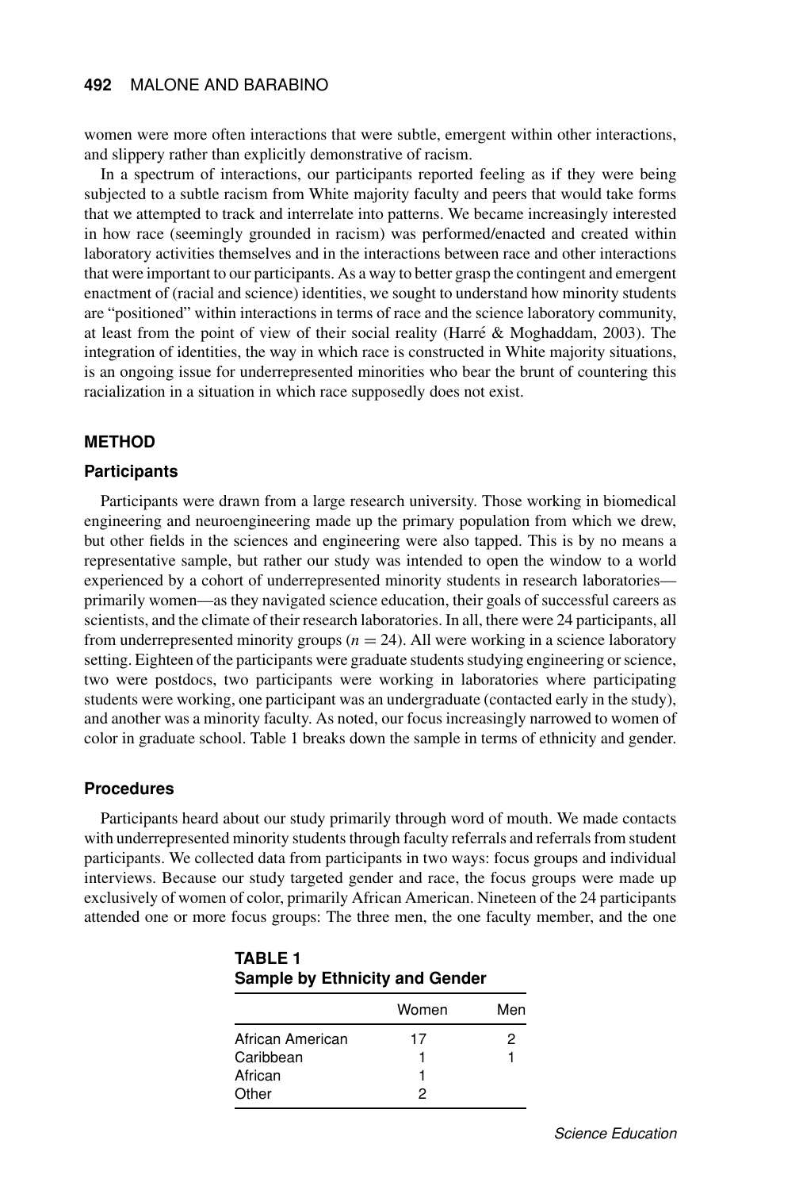women were more often interactions that were subtle, emergent within other interactions, and slippery rather than explicitly demonstrative of racism.

In a spectrum of interactions, our participants reported feeling as if they were being subjected to a subtle racism from White majority faculty and peers that would take forms that we attempted to track and interrelate into patterns. We became increasingly interested in how race (seemingly grounded in racism) was performed/enacted and created within laboratory activities themselves and in the interactions between race and other interactions that were important to our participants. As a way to better grasp the contingent and emergent enactment of (racial and science) identities, we sought to understand how minority students are "positioned" within interactions in terms of race and the science laboratory community, at least from the point of view of their social reality (Harré & Moghaddam, 2003). The integration of identities, the way in which race is constructed in White majority situations, is an ongoing issue for underrepresented minorities who bear the brunt of countering this racialization in a situation in which race supposedly does not exist.

## METHOD

### Participants

Participants were drawn from a large research university. Those working in biomedical engineering and neuroengineering made up the primary population from which we drew, but other fields in the sciences and engineering were also tapped. This is by no means a representative sample, but rather our study was intended to open the window to a world experienced by a cohort of underrepresented minority students in research laboratories—primarily women—as they navigated science education, their goals of successful careers as scientists, and the climate of their research laboratories. In all, there were 24 participants, all from underrepresented minority groups ($n = 24$). All were working in a science laboratory setting. Eighteen of the participants were graduate students studying engineering or science, two were postdocs, two participants were working in laboratories where participating students were working, one participant was an undergraduate (contacted early in the study), and another was a minority faculty. As noted, our focus increasingly narrowed to women of color in graduate school. Table 1 breaks down the sample in terms of ethnicity and gender.

### Procedures

Participants heard about our study primarily through word of mouth. We made contacts with underrepresented minority students through faculty referrals and referrals from student participants. We collected data from participants in two ways: focus groups and individual interviews. Because our study targeted gender and race, the focus groups were made up exclusively of women of color, primarily African American. Nineteen of the 24 participants attended one or more focus groups: The three men, the one faculty member, and the one

**TABLE 1**
**Sample by Ethnicity and Gender**

| | Women | Men |
|---|---|---|
| African American | 17 | 2 |
| Caribbean | 1 | 1 |
| African | 1 | |
| Other | 2 | |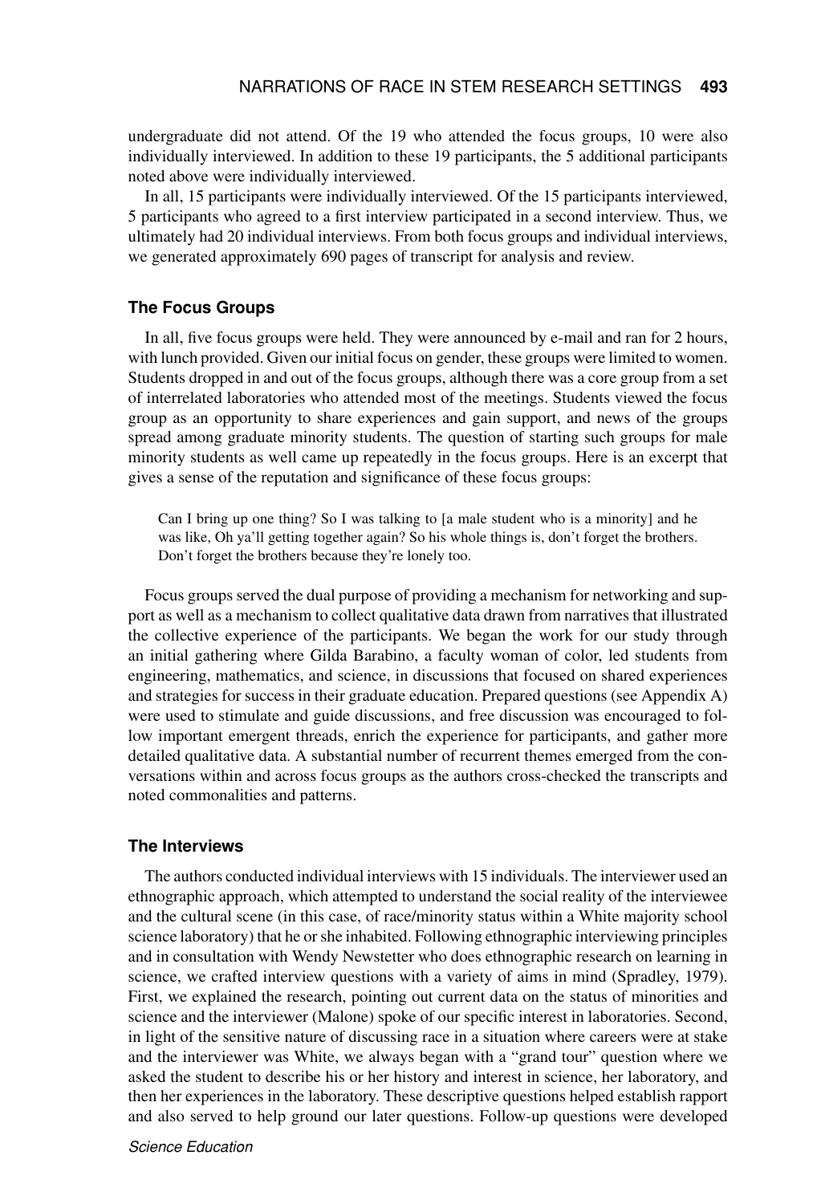undergraduate did not attend. Of the 19 who attended the focus groups, 10 were also individually interviewed. In addition to these 19 participants, the 5 additional participants noted above were individually interviewed.

In all, 15 participants were individually interviewed. Of the 15 participants interviewed, 5 participants who agreed to a first interview participated in a second interview. Thus, we ultimately had 20 individual interviews. From both focus groups and individual interviews, we generated approximately 690 pages of transcript for analysis and review.

### The Focus Groups

In all, five focus groups were held. They were announced by e-mail and ran for 2 hours, with lunch provided. Given our initial focus on gender, these groups were limited to women. Students dropped in and out of the focus groups, although there was a core group from a set of interrelated laboratories who attended most of the meetings. Students viewed the focus group as an opportunity to share experiences and gain support, and news of the groups spread among graduate minority students. The question of starting such groups for male minority students as well came up repeatedly in the focus groups. Here is an excerpt that gives a sense of the reputation and significance of these focus groups:

> Can I bring up one thing? So I was talking to [a male student who is a minority] and he was like, Oh ya'll getting together again? So his whole things is, don't forget the brothers. Don't forget the brothers because they're lonely too.

Focus groups served the dual purpose of providing a mechanism for networking and support as well as a mechanism to collect qualitative data drawn from narratives that illustrated the collective experience of the participants. We began the work for our study through an initial gathering where Gilda Barabino, a faculty woman of color, led students from engineering, mathematics, and science, in discussions that focused on shared experiences and strategies for success in their graduate education. Prepared questions (see Appendix A) were used to stimulate and guide discussions, and free discussion was encouraged to follow important emergent threads, enrich the experience for participants, and gather more detailed qualitative data. A substantial number of recurrent themes emerged from the conversations within and across focus groups as the authors cross-checked the transcripts and noted commonalities and patterns.

### The Interviews

The authors conducted individual interviews with 15 individuals. The interviewer used an ethnographic approach, which attempted to understand the social reality of the interviewee and the cultural scene (in this case, of race/minority status within a White majority school science laboratory) that he or she inhabited. Following ethnographic interviewing principles and in consultation with Wendy Newstetter who does ethnographic research on learning in science, we crafted interview questions with a variety of aims in mind (Spradley, 1979). First, we explained the research, pointing out current data on the status of minorities and science and the interviewer (Malone) spoke of our specific interest in laboratories. Second, in light of the sensitive nature of discussing race in a situation where careers were at stake and the interviewer was White, we always began with a "grand tour" question where we asked the student to describe his or her history and interest in science, her laboratory, and then her experiences in the laboratory. These descriptive questions helped establish rapport and also served to help ground our later questions. Follow-up questions were developed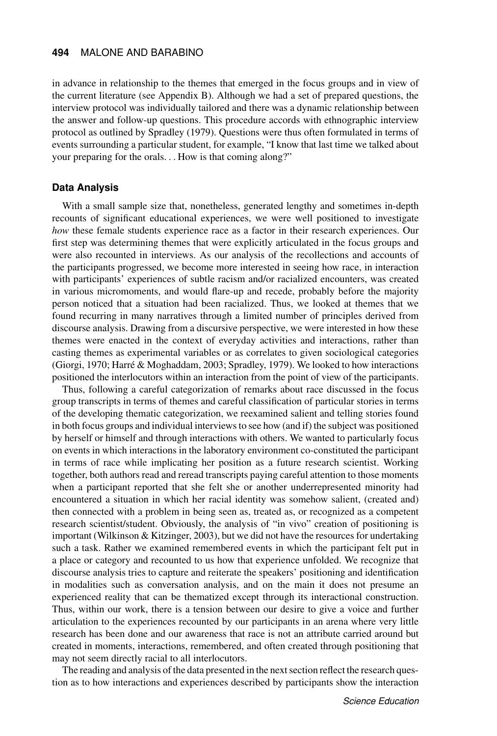in advance in relationship to the themes that emerged in the focus groups and in view of the current literature (see Appendix B). Although we had a set of prepared questions, the interview protocol was individually tailored and there was a dynamic relationship between the answer and follow-up questions. This procedure accords with ethnographic interview protocol as outlined by Spradley (1979). Questions were thus often formulated in terms of events surrounding a particular student, for example, "I know that last time we talked about your preparing for the orals. . . How is that coming along?"

### Data Analysis

With a small sample size that, nonetheless, generated lengthy and sometimes in-depth recounts of significant educational experiences, we were well positioned to investigate *how* these female students experience race as a factor in their research experiences. Our first step was determining themes that were explicitly articulated in the focus groups and were also recounted in interviews. As our analysis of the recollections and accounts of the participants progressed, we become more interested in seeing how race, in interaction with participants' experiences of subtle racism and/or racialized encounters, was created in various micromoments, and would flare-up and recede, probably before the majority person noticed that a situation had been racialized. Thus, we looked at themes that we found recurring in many narratives through a limited number of principles derived from discourse analysis. Drawing from a discursive perspective, we were interested in how these themes were enacted in the context of everyday activities and interactions, rather than casting themes as experimental variables or as correlates to given sociological categories (Giorgi, 1970; Harré & Moghaddam, 2003; Spradley, 1979). We looked to how interactions positioned the interlocutors within an interaction from the point of view of the participants.

Thus, following a careful categorization of remarks about race discussed in the focus group transcripts in terms of themes and careful classification of particular stories in terms of the developing thematic categorization, we reexamined salient and telling stories found in both focus groups and individual interviews to see how (and if) the subject was positioned by herself or himself and through interactions with others. We wanted to particularly focus on events in which interactions in the laboratory environment co-constituted the participant in terms of race while implicating her position as a future research scientist. Working together, both authors read and reread transcripts paying careful attention to those moments when a participant reported that she felt she or another underrepresented minority had encountered a situation in which her racial identity was somehow salient, (created and) then connected with a problem in being seen as, treated as, or recognized as a competent research scientist/student. Obviously, the analysis of "in vivo" creation of positioning is important (Wilkinson & Kitzinger, 2003), but we did not have the resources for undertaking such a task. Rather we examined remembered events in which the participant felt put in a place or category and recounted to us how that experience unfolded. We recognize that discourse analysis tries to capture and reiterate the speakers' positioning and identification in modalities such as conversation analysis, and on the main it does not presume an experienced reality that can be thematized except through its interactional construction. Thus, within our work, there is a tension between our desire to give a voice and further articulation to the experiences recounted by our participants in an arena where very little research has been done and our awareness that race is not an attribute carried around but created in moments, interactions, remembered, and often created through positioning that may not seem directly racial to all interlocutors.

The reading and analysis of the data presented in the next section reflect the research question as to how interactions and experiences described by participants show the interaction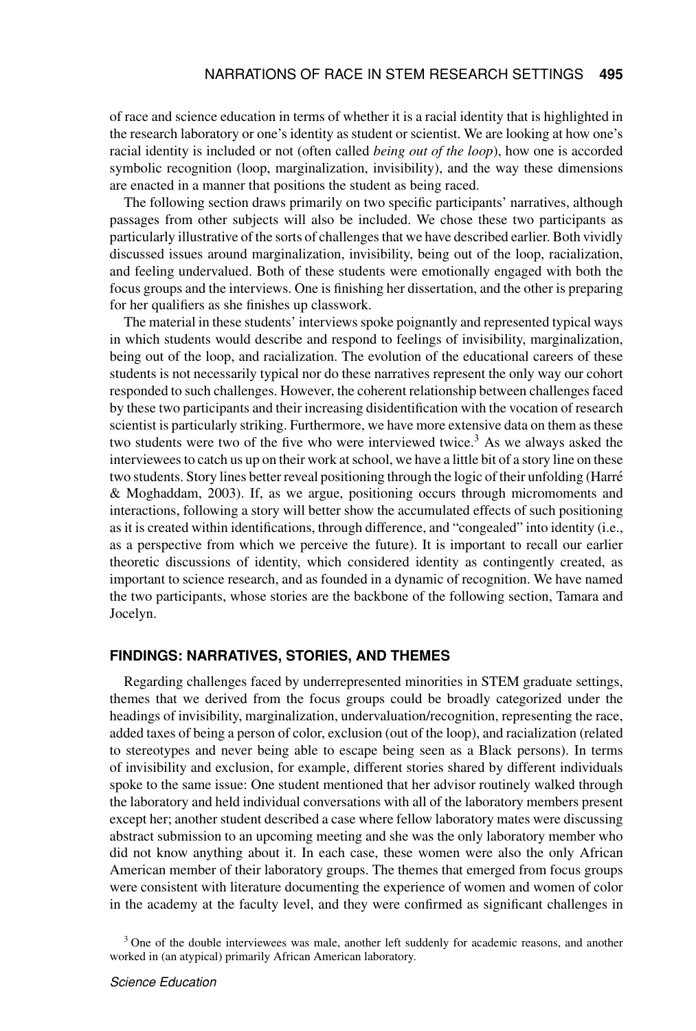of race and science education in terms of whether it is a racial identity that is highlighted in the research laboratory or one's identity as student or scientist. We are looking at how one's racial identity is included or not (often called *being out of the loop*), how one is accorded symbolic recognition (loop, marginalization, invisibility), and the way these dimensions are enacted in a manner that positions the student as being raced.

The following section draws primarily on two specific participants' narratives, although passages from other subjects will also be included. We chose these two participants as particularly illustrative of the sorts of challenges that we have described earlier. Both vividly discussed issues around marginalization, invisibility, being out of the loop, racialization, and feeling undervalued. Both of these students were emotionally engaged with both the focus groups and the interviews. One is finishing her dissertation, and the other is preparing for her qualifiers as she finishes up classwork.

The material in these students' interviews spoke poignantly and represented typical ways in which students would describe and respond to feelings of invisibility, marginalization, being out of the loop, and racialization. The evolution of the educational careers of these students is not necessarily typical nor do these narratives represent the only way our cohort responded to such challenges. However, the coherent relationship between challenges faced by these two participants and their increasing disidentification with the vocation of research scientist is particularly striking. Furthermore, we have more extensive data on them as these two students were two of the five who were interviewed twice.[3] As we always asked the interviewees to catch us up on their work at school, we have a little bit of a story line on these two students. Story lines better reveal positioning through the logic of their unfolding (Harré & Moghaddam, 2003). If, as we argue, positioning occurs through micromoments and interactions, following a story will better show the accumulated effects of such positioning as it is created within identifications, through difference, and "congealed" into identity (i.e., as a perspective from which we perceive the future). It is important to recall our earlier theoretic discussions of identity, which considered identity as contingently created, as important to science research, and as founded in a dynamic of recognition. We have named the two participants, whose stories are the backbone of the following section, Tamara and Jocelyn.

## FINDINGS: NARRATIVES, STORIES, AND THEMES

Regarding challenges faced by underrepresented minorities in STEM graduate settings, themes that we derived from the focus groups could be broadly categorized under the headings of invisibility, marginalization, undervaluation/recognition, representing the race, added taxes of being a person of color, exclusion (out of the loop), and racialization (related to stereotypes and never being able to escape being seen as a Black persons). In terms of invisibility and exclusion, for example, different stories shared by different individuals spoke to the same issue: One student mentioned that her advisor routinely walked through the laboratory and held individual conversations with all of the laboratory members present except her; another student described a case where fellow laboratory mates were discussing abstract submission to an upcoming meeting and she was the only laboratory member who did not know anything about it. In each case, these women were also the only African American member of their laboratory groups. The themes that emerged from focus groups were consistent with literature documenting the experience of women and women of color in the academy at the faculty level, and they were confirmed as significant challenges in

[3] One of the double interviewees was male, another left suddenly for academic reasons, and another worked in (an atypical) primarily African American laboratory.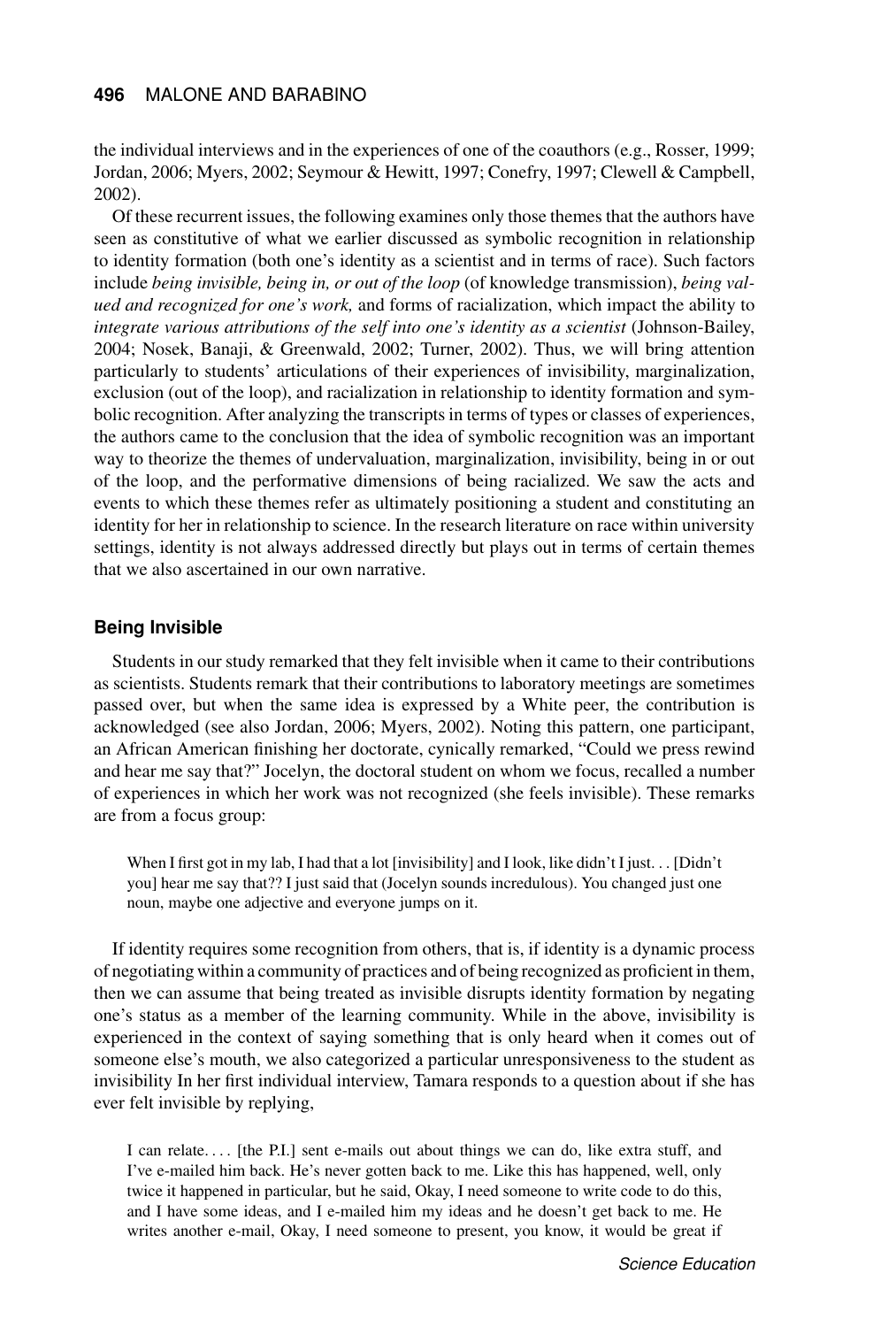the individual interviews and in the experiences of one of the coauthors (e.g., Rosser, 1999; Jordan, 2006; Myers, 2002; Seymour & Hewitt, 1997; Conefry, 1997; Clewell & Campbell, 2002).

Of these recurrent issues, the following examines only those themes that the authors have seen as constitutive of what we earlier discussed as symbolic recognition in relationship to identity formation (both one's identity as a scientist and in terms of race). Such factors include *being invisible, being in, or out of the loop* (of knowledge transmission), *being valued and recognized for one's work,* and forms of racialization, which impact the ability to *integrate various attributions of the self into one's identity as a scientist* (Johnson-Bailey, 2004; Nosek, Banaji, & Greenwald, 2002; Turner, 2002). Thus, we will bring attention particularly to students' articulations of their experiences of invisibility, marginalization, exclusion (out of the loop), and racialization in relationship to identity formation and symbolic recognition. After analyzing the transcripts in terms of types or classes of experiences, the authors came to the conclusion that the idea of symbolic recognition was an important way to theorize the themes of undervaluation, marginalization, invisibility, being in or out of the loop, and the performative dimensions of being racialized. We saw the acts and events to which these themes refer as ultimately positioning a student and constituting an identity for her in relationship to science. In the research literature on race within university settings, identity is not always addressed directly but plays out in terms of certain themes that we also ascertained in our own narrative.

### Being Invisible

Students in our study remarked that they felt invisible when it came to their contributions as scientists. Students remark that their contributions to laboratory meetings are sometimes passed over, but when the same idea is expressed by a White peer, the contribution is acknowledged (see also Jordan, 2006; Myers, 2002). Noting this pattern, one participant, an African American finishing her doctorate, cynically remarked, "Could we press rewind and hear me say that?" Jocelyn, the doctoral student on whom we focus, recalled a number of experiences in which her work was not recognized (she feels invisible). These remarks are from a focus group:

> When I first got in my lab, I had that a lot [invisibility] and I look, like didn't I just. . . [Didn't you] hear me say that?? I just said that (Jocelyn sounds incredulous). You changed just one noun, maybe one adjective and everyone jumps on it.

If identity requires some recognition from others, that is, if identity is a dynamic process of negotiating within a community of practices and of being recognized as proficient in them, then we can assume that being treated as invisible disrupts identity formation by negating one's status as a member of the learning community. While in the above, invisibility is experienced in the context of saying something that is only heard when it comes out of someone else's mouth, we also categorized a particular unresponsiveness to the student as invisibility In her first individual interview, Tamara responds to a question about if she has ever felt invisible by replying,

> I can relate. . . . [the P.I.] sent e-mails out about things we can do, like extra stuff, and I've e-mailed him back. He's never gotten back to me. Like this has happened, well, only twice it happened in particular, but he said, Okay, I need someone to write code to do this, and I have some ideas, and I e-mailed him my ideas and he doesn't get back to me. He writes another e-mail, Okay, I need someone to present, you know, it would be great if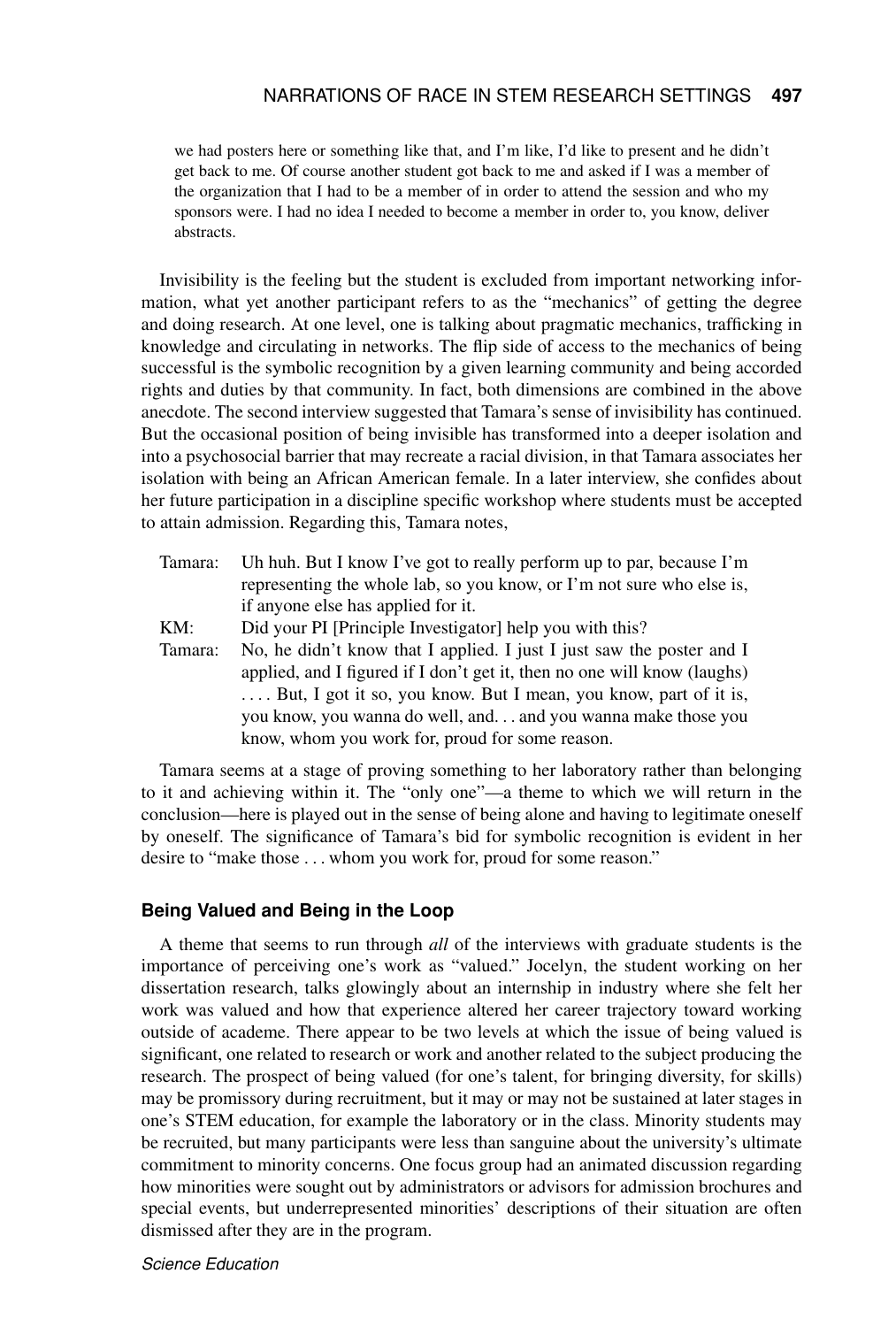> we had posters here or something like that, and I'm like, I'd like to present and he didn't get back to me. Of course another student got back to me and asked if I was a member of the organization that I had to be a member of in order to attend the session and who my sponsors were. I had no idea I needed to become a member in order to, you know, deliver abstracts.

Invisibility is the feeling but the student is excluded from important networking information, what yet another participant refers to as the "mechanics" of getting the degree and doing research. At one level, one is talking about pragmatic mechanics, trafficking in knowledge and circulating in networks. The flip side of access to the mechanics of being successful is the symbolic recognition by a given learning community and being accorded rights and duties by that community. In fact, both dimensions are combined in the above anecdote. The second interview suggested that Tamara's sense of invisibility has continued. But the occasional position of being invisible has transformed into a deeper isolation and into a psychosocial barrier that may recreate a racial division, in that Tamara associates her isolation with being an African American female. In a later interview, she confides about her future participation in a discipline specific workshop where students must be accepted to attain admission. Regarding this, Tamara notes,

> Tamara: Uh huh. But I know I've got to really perform up to par, because I'm representing the whole lab, so you know, or I'm not sure who else is, if anyone else has applied for it.
>
> KM: Did your PI [Principle Investigator] help you with this?
>
> Tamara: No, he didn't know that I applied. I just I just saw the poster and I applied, and I figured if I don't get it, then no one will know (laughs) . . . . But, I got it so, you know. But I mean, you know, part of it is, you know, you wanna do well, and. . . and you wanna make those you know, whom you work for, proud for some reason.

Tamara seems at a stage of proving something to her laboratory rather than belonging to it and achieving within it. The "only one"—a theme to which we will return in the conclusion—here is played out in the sense of being alone and having to legitimate oneself by oneself. The significance of Tamara's bid for symbolic recognition is evident in her desire to "make those . . . whom you work for, proud for some reason."

### Being Valued and Being in the Loop

A theme that seems to run through *all* of the interviews with graduate students is the importance of perceiving one's work as "valued." Jocelyn, the student working on her dissertation research, talks glowingly about an internship in industry where she felt her work was valued and how that experience altered her career trajectory toward working outside of academe. There appear to be two levels at which the issue of being valued is significant, one related to research or work and another related to the subject producing the research. The prospect of being valued (for one's talent, for bringing diversity, for skills) may be promissory during recruitment, but it may or may not be sustained at later stages in one's STEM education, for example the laboratory or in the class. Minority students may be recruited, but many participants were less than sanguine about the university's ultimate commitment to minority concerns. One focus group had an animated discussion regarding how minorities were sought out by administrators or advisors for admission brochures and special events, but underrepresented minorities' descriptions of their situation are often dismissed after they are in the program.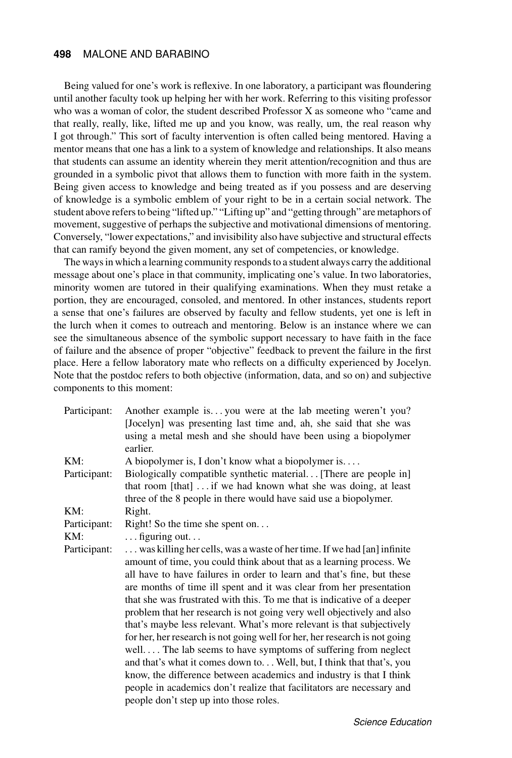Being valued for one's work is reflexive. In one laboratory, a participant was floundering until another faculty took up helping her with her work. Referring to this visiting professor who was a woman of color, the student described Professor X as someone who "came and that really, really, like, lifted me up and you know, was really, um, the real reason why I got through." This sort of faculty intervention is often called being mentored. Having a mentor means that one has a link to a system of knowledge and relationships. It also means that students can assume an identity wherein they merit attention/recognition and thus are grounded in a symbolic pivot that allows them to function with more faith in the system. Being given access to knowledge and being treated as if you possess and are deserving of knowledge is a symbolic emblem of your right to be in a certain social network. The student above refers to being "lifted up." "Lifting up" and "getting through" are metaphors of movement, suggestive of perhaps the subjective and motivational dimensions of mentoring. Conversely, "lower expectations," and invisibility also have subjective and structural effects that can ramify beyond the given moment, any set of competencies, or knowledge.

The ways in which a learning community responds to a student always carry the additional message about one's place in that community, implicating one's value. In two laboratories, minority women are tutored in their qualifying examinations. When they must retake a portion, they are encouraged, consoled, and mentored. In other instances, students report a sense that one's failures are observed by faculty and fellow students, yet one is left in the lurch when it comes to outreach and mentoring. Below is an instance where we can see the simultaneous absence of the symbolic support necessary to have faith in the face of failure and the absence of proper "objective" feedback to prevent the failure in the first place. Here a fellow laboratory mate who reflects on a difficulty experienced by Jocelyn. Note that the postdoc refers to both objective (information, data, and so on) and subjective components to this moment:

Participant: Another example is. . . you were at the lab meeting weren't you? [Jocelyn] was presenting last time and, ah, she said that she was using a metal mesh and she should have been using a biopolymer earlier.

KM: A biopolymer is, I don't know what a biopolymer is. . . .

Participant: Biologically compatible synthetic material. . . [There are people in] that room [that] . . . if we had known what she was doing, at least three of the 8 people in there would have said use a biopolymer.

KM: Right.

Participant: Right! So the time she spent on. . .

KM: . . . figuring out. . .

Participant: . . . was killing her cells, was a waste of her time. If we had [an] infinite amount of time, you could think about that as a learning process. We all have to have failures in order to learn and that's fine, but these are months of time ill spent and it was clear from her presentation that she was frustrated with this. To me that is indicative of a deeper problem that her research is not going very well objectively and also that's maybe less relevant. What's more relevant is that subjectively for her, her research is not going well for her, her research is not going well. . . . The lab seems to have symptoms of suffering from neglect and that's what it comes down to. . . Well, but, I think that that's, you know, the difference between academics and industry is that I think people in academics don't realize that facilitators are necessary and people don't step up into those roles.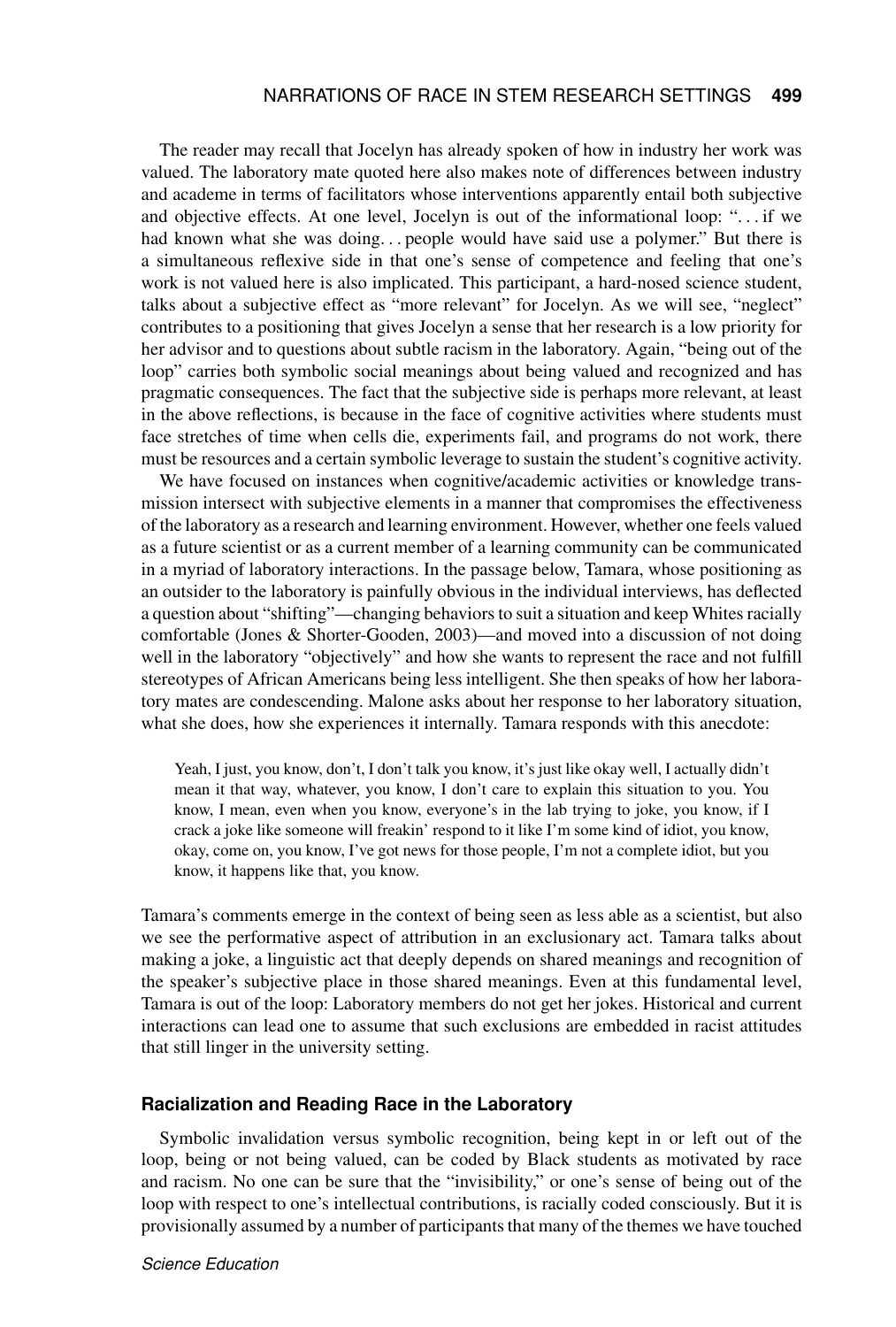The reader may recall that Jocelyn has already spoken of how in industry her work was valued. The laboratory mate quoted here also makes note of differences between industry and academe in terms of facilitators whose interventions apparently entail both subjective and objective effects. At one level, Jocelyn is out of the informational loop: "... if we had known what she was doing... people would have said use a polymer." But there is a simultaneous reflexive side in that one's sense of competence and feeling that one's work is not valued here is also implicated. This participant, a hard-nosed science student, talks about a subjective effect as "more relevant" for Jocelyn. As we will see, "neglect" contributes to a positioning that gives Jocelyn a sense that her research is a low priority for her advisor and to questions about subtle racism in the laboratory. Again, "being out of the loop" carries both symbolic social meanings about being valued and recognized and has pragmatic consequences. The fact that the subjective side is perhaps more relevant, at least in the above reflections, is because in the face of cognitive activities where students must face stretches of time when cells die, experiments fail, and programs do not work, there must be resources and a certain symbolic leverage to sustain the student's cognitive activity.

We have focused on instances when cognitive/academic activities or knowledge transmission intersect with subjective elements in a manner that compromises the effectiveness of the laboratory as a research and learning environment. However, whether one feels valued as a future scientist or as a current member of a learning community can be communicated in a myriad of laboratory interactions. In the passage below, Tamara, whose positioning as an outsider to the laboratory is painfully obvious in the individual interviews, has deflected a question about "shifting"—changing behaviors to suit a situation and keep Whites racially comfortable (Jones & Shorter-Gooden, 2003)—and moved into a discussion of not doing well in the laboratory "objectively" and how she wants to represent the race and not fulfill stereotypes of African Americans being less intelligent. She then speaks of how her laboratory mates are condescending. Malone asks about her response to her laboratory situation, what she does, how she experiences it internally. Tamara responds with this anecdote:

> Yeah, I just, you know, don't, I don't talk you know, it's just like okay well, I actually didn't mean it that way, whatever, you know, I don't care to explain this situation to you. You know, I mean, even when you know, everyone's in the lab trying to joke, you know, if I crack a joke like someone will freakin' respond to it like I'm some kind of idiot, you know, okay, come on, you know, I've got news for those people, I'm not a complete idiot, but you know, it happens like that, you know.

Tamara's comments emerge in the context of being seen as less able as a scientist, but also we see the performative aspect of attribution in an exclusionary act. Tamara talks about making a joke, a linguistic act that deeply depends on shared meanings and recognition of the speaker's subjective place in those shared meanings. Even at this fundamental level, Tamara is out of the loop: Laboratory members do not get her jokes. Historical and current interactions can lead one to assume that such exclusions are embedded in racist attitudes that still linger in the university setting.

### Racialization and Reading Race in the Laboratory

Symbolic invalidation versus symbolic recognition, being kept in or left out of the loop, being or not being valued, can be coded by Black students as motivated by race and racism. No one can be sure that the "invisibility," or one's sense of being out of the loop with respect to one's intellectual contributions, is racially coded consciously. But it is provisionally assumed by a number of participants that many of the themes we have touched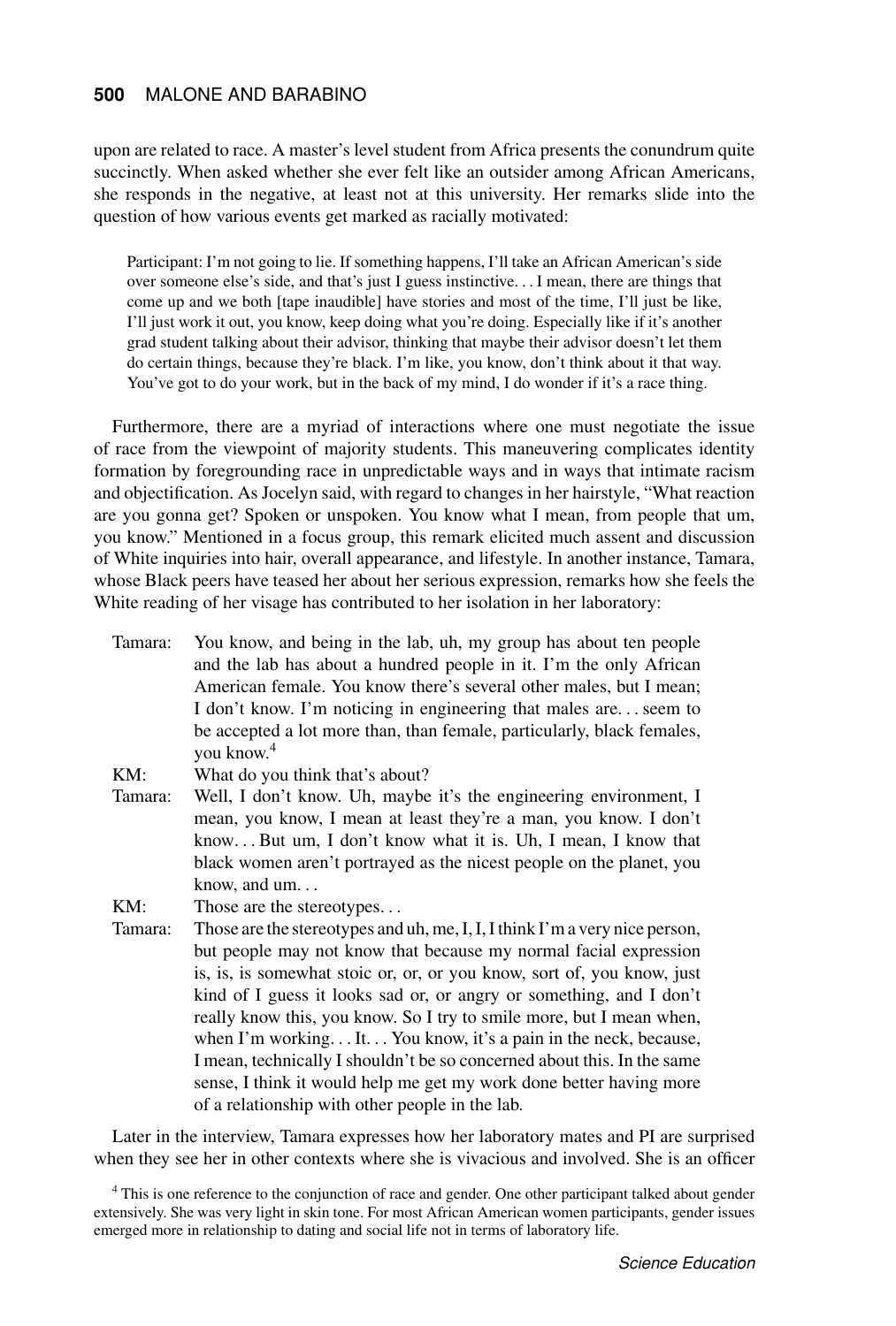upon are related to race. A master's level student from Africa presents the conundrum quite succinctly. When asked whether she ever felt like an outsider among African Americans, she responds in the negative, at least not at this university. Her remarks slide into the question of how various events get marked as racially motivated:

> Participant: I'm not going to lie. If something happens, I'll take an African American's side over someone else's side, and that's just I guess instinctive. . . I mean, there are things that come up and we both [tape inaudible] have stories and most of the time, I'll just be like, I'll just work it out, you know, keep doing what you're doing. Especially like if it's another grad student talking about their advisor, thinking that maybe their advisor doesn't let them do certain things, because they're black. I'm like, you know, don't think about it that way. You've got to do your work, but in the back of my mind, I do wonder if it's a race thing.

Furthermore, there are a myriad of interactions where one must negotiate the issue of race from the viewpoint of majority students. This maneuvering complicates identity formation by foregrounding race in unpredictable ways and in ways that intimate racism and objectification. As Jocelyn said, with regard to changes in her hairstyle, "What reaction are you gonna get? Spoken or unspoken. You know what I mean, from people that um, you know." Mentioned in a focus group, this remark elicited much assent and discussion of White inquiries into hair, overall appearance, and lifestyle. In another instance, Tamara, whose Black peers have teased her about her serious expression, remarks how she feels the White reading of her visage has contributed to her isolation in her laboratory:

> Tamara: You know, and being in the lab, uh, my group has about ten people and the lab has about a hundred people in it. I'm the only African American female. You know there's several other males, but I mean; I don't know. I'm noticing in engineering that males are. . . seem to be accepted a lot more than, than female, particularly, black females, you know.[4]
>
> KM: What do you think that's about?
>
> Tamara: Well, I don't know. Uh, maybe it's the engineering environment, I mean, you know, I mean at least they're a man, you know. I don't know. . . But um, I don't know what it is. Uh, I mean, I know that black women aren't portrayed as the nicest people on the planet, you know, and um. . .
>
> KM: Those are the stereotypes. . .
>
> Tamara: Those are the stereotypes and uh, me, I, I, I think I'm a very nice person, but people may not know that because my normal facial expression is, is, is somewhat stoic or, or, or you know, sort of, you know, just kind of I guess it looks sad or, or angry or something, and I don't really know this, you know. So I try to smile more, but I mean when, when I'm working. . . It. . . You know, it's a pain in the neck, because, I mean, technically I shouldn't be so concerned about this. In the same sense, I think it would help me get my work done better having more of a relationship with other people in the lab.

Later in the interview, Tamara expresses how her laboratory mates and PI are surprised when they see her in other contexts where she is vivacious and involved. She is an officer

[4] This is one reference to the conjunction of race and gender. One other participant talked about gender extensively. She was very light in skin tone. For most African American women participants, gender issues emerged more in relationship to dating and social life not in terms of laboratory life.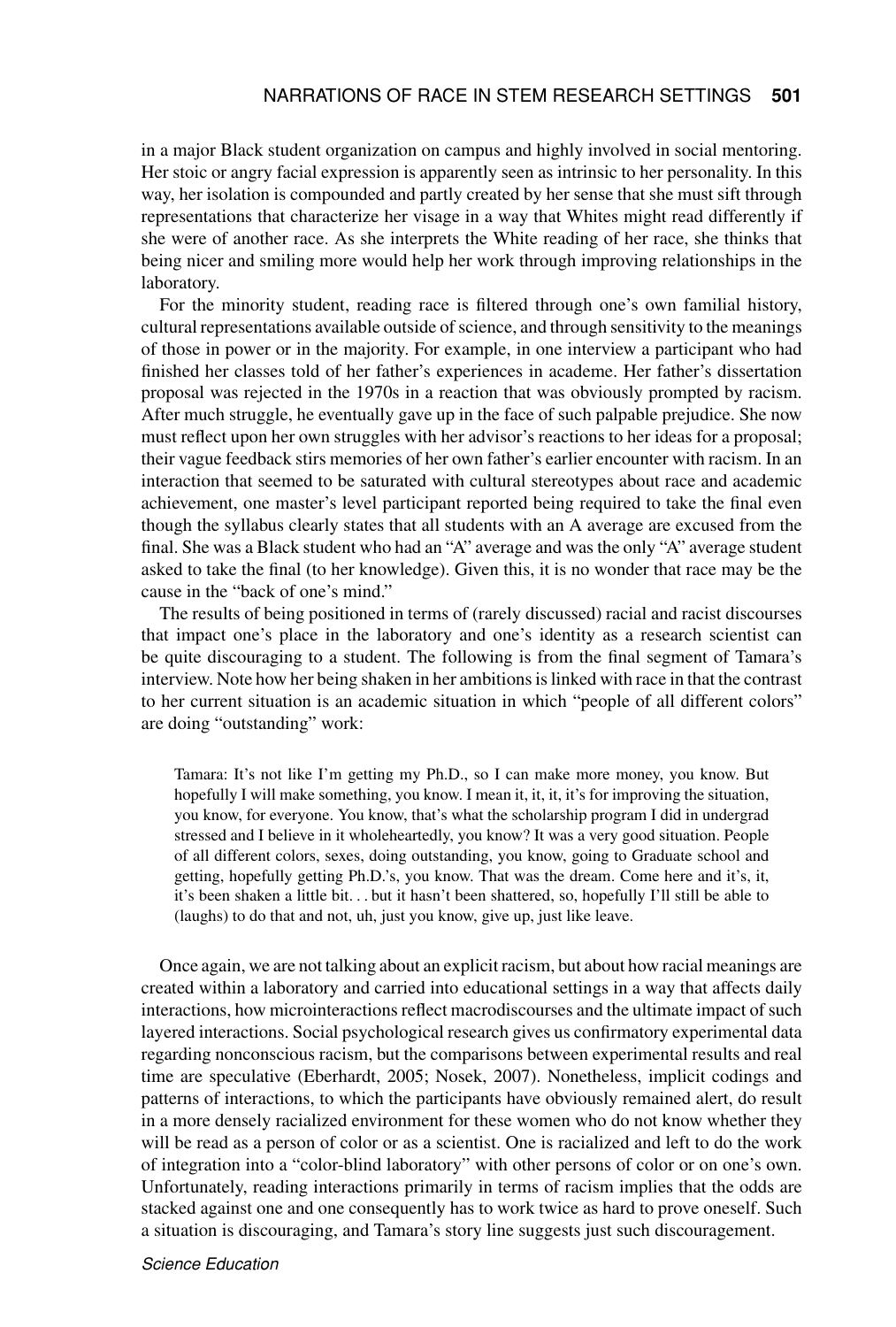in a major Black student organization on campus and highly involved in social mentoring. Her stoic or angry facial expression is apparently seen as intrinsic to her personality. In this way, her isolation is compounded and partly created by her sense that she must sift through representations that characterize her visage in a way that Whites might read differently if she were of another race. As she interprets the White reading of her race, she thinks that being nicer and smiling more would help her work through improving relationships in the laboratory.

For the minority student, reading race is filtered through one's own familial history, cultural representations available outside of science, and through sensitivity to the meanings of those in power or in the majority. For example, in one interview a participant who had finished her classes told of her father's experiences in academe. Her father's dissertation proposal was rejected in the 1970s in a reaction that was obviously prompted by racism. After much struggle, he eventually gave up in the face of such palpable prejudice. She now must reflect upon her own struggles with her advisor's reactions to her ideas for a proposal; their vague feedback stirs memories of her own father's earlier encounter with racism. In an interaction that seemed to be saturated with cultural stereotypes about race and academic achievement, one master's level participant reported being required to take the final even though the syllabus clearly states that all students with an A average are excused from the final. She was a Black student who had an "A" average and was the only "A" average student asked to take the final (to her knowledge). Given this, it is no wonder that race may be the cause in the "back of one's mind."

The results of being positioned in terms of (rarely discussed) racial and racist discourses that impact one's place in the laboratory and one's identity as a research scientist can be quite discouraging to a student. The following is from the final segment of Tamara's interview. Note how her being shaken in her ambitions is linked with race in that the contrast to her current situation is an academic situation in which "people of all different colors" are doing "outstanding" work:

> Tamara: It's not like I'm getting my Ph.D., so I can make more money, you know. But hopefully I will make something, you know. I mean it, it, it, it's for improving the situation, you know, for everyone. You know, that's what the scholarship program I did in undergrad stressed and I believe in it wholeheartedly, you know? It was a very good situation. People of all different colors, sexes, doing outstanding, you know, going to Graduate school and getting, hopefully getting Ph.D.'s, you know. That was the dream. Come here and it's, it, it's been shaken a little bit. . . but it hasn't been shattered, so, hopefully I'll still be able to (laughs) to do that and not, uh, just you know, give up, just like leave.

Once again, we are not talking about an explicit racism, but about how racial meanings are created within a laboratory and carried into educational settings in a way that affects daily interactions, how microinteractions reflect macrodiscourses and the ultimate impact of such layered interactions. Social psychological research gives us confirmatory experimental data regarding nonconscious racism, but the comparisons between experimental results and real time are speculative (Eberhardt, 2005; Nosek, 2007). Nonetheless, implicit codings and patterns of interactions, to which the participants have obviously remained alert, do result in a more densely racialized environment for these women who do not know whether they will be read as a person of color or as a scientist. One is racialized and left to do the work of integration into a "color-blind laboratory" with other persons of color or on one's own. Unfortunately, reading interactions primarily in terms of racism implies that the odds are stacked against one and one consequently has to work twice as hard to prove oneself. Such a situation is discouraging, and Tamara's story line suggests just such discouragement.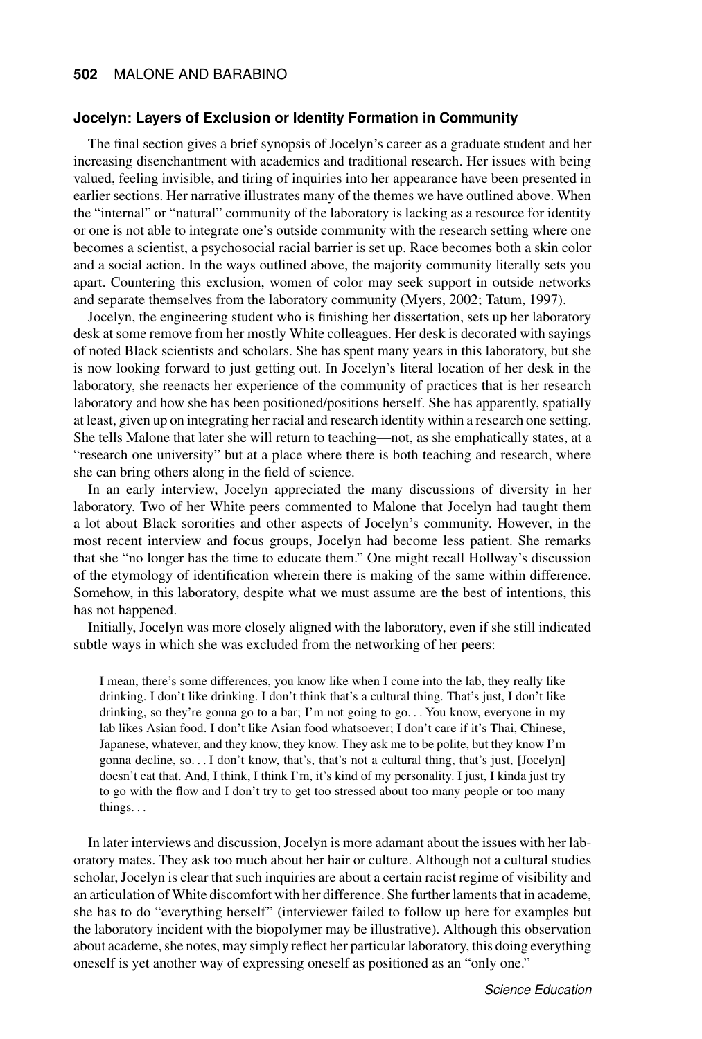### Jocelyn: Layers of Exclusion or Identity Formation in Community

The final section gives a brief synopsis of Jocelyn's career as a graduate student and her increasing disenchantment with academics and traditional research. Her issues with being valued, feeling invisible, and tiring of inquiries into her appearance have been presented in earlier sections. Her narrative illustrates many of the themes we have outlined above. When the "internal" or "natural" community of the laboratory is lacking as a resource for identity or one is not able to integrate one's outside community with the research setting where one becomes a scientist, a psychosocial racial barrier is set up. Race becomes both a skin color and a social action. In the ways outlined above, the majority community literally sets you apart. Countering this exclusion, women of color may seek support in outside networks and separate themselves from the laboratory community (Myers, 2002; Tatum, 1997).

Jocelyn, the engineering student who is finishing her dissertation, sets up her laboratory desk at some remove from her mostly White colleagues. Her desk is decorated with sayings of noted Black scientists and scholars. She has spent many years in this laboratory, but she is now looking forward to just getting out. In Jocelyn's literal location of her desk in the laboratory, she reenacts her experience of the community of practices that is her research laboratory and how she has been positioned/positions herself. She has apparently, spatially at least, given up on integrating her racial and research identity within a research one setting. She tells Malone that later she will return to teaching—not, as she emphatically states, at a "research one university" but at a place where there is both teaching and research, where she can bring others along in the field of science.

In an early interview, Jocelyn appreciated the many discussions of diversity in her laboratory. Two of her White peers commented to Malone that Jocelyn had taught them a lot about Black sororities and other aspects of Jocelyn's community. However, in the most recent interview and focus groups, Jocelyn had become less patient. She remarks that she "no longer has the time to educate them." One might recall Hollway's discussion of the etymology of identification wherein there is making of the same within difference. Somehow, in this laboratory, despite what we must assume are the best of intentions, this has not happened.

Initially, Jocelyn was more closely aligned with the laboratory, even if she still indicated subtle ways in which she was excluded from the networking of her peers:

> I mean, there's some differences, you know like when I come into the lab, they really like drinking. I don't like drinking. I don't think that's a cultural thing. That's just, I don't like drinking, so they're gonna go to a bar; I'm not going to go. . . You know, everyone in my lab likes Asian food. I don't like Asian food whatsoever; I don't care if it's Thai, Chinese, Japanese, whatever, and they know, they know. They ask me to be polite, but they know I'm gonna decline, so. . . I don't know, that's, that's not a cultural thing, that's just, [Jocelyn] doesn't eat that. And, I think, I think I'm, it's kind of my personality. I just, I kinda just try to go with the flow and I don't try to get too stressed about too many people or too many things. . .

In later interviews and discussion, Jocelyn is more adamant about the issues with her laboratory mates. They ask too much about her hair or culture. Although not a cultural studies scholar, Jocelyn is clear that such inquiries are about a certain racist regime of visibility and an articulation of White discomfort with her difference. She further laments that in academe, she has to do "everything herself" (interviewer failed to follow up here for examples but the laboratory incident with the biopolymer may be illustrative). Although this observation about academe, she notes, may simply reflect her particular laboratory, this doing everything oneself is yet another way of expressing oneself as positioned as an "only one."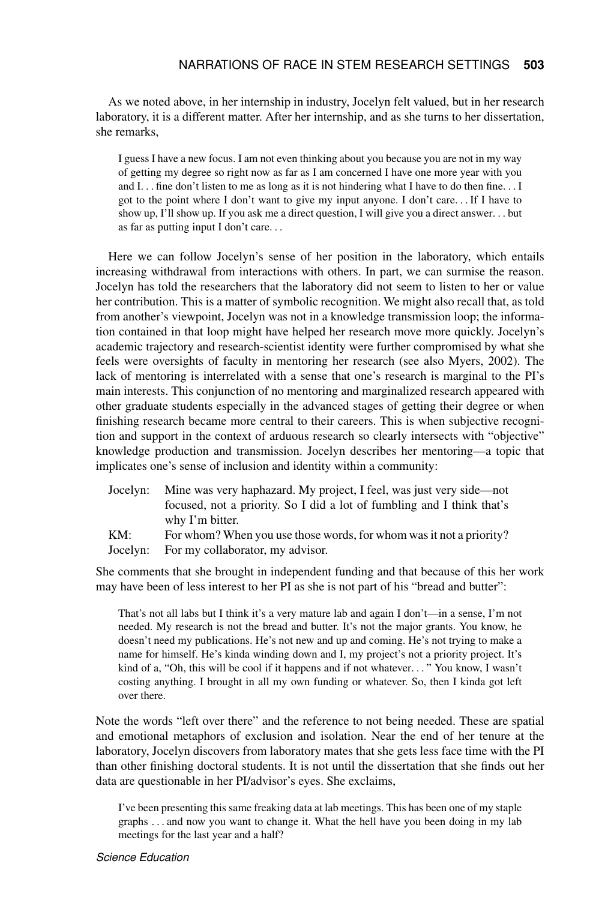As we noted above, in her internship in industry, Jocelyn felt valued, but in her research laboratory, it is a different matter. After her internship, and as she turns to her dissertation, she remarks,

> I guess I have a new focus. I am not even thinking about you because you are not in my way of getting my degree so right now as far as I am concerned I have one more year with you and I. . . fine don't listen to me as long as it is not hindering what I have to do then fine. . . I got to the point where I don't want to give my input anyone. I don't care. . . If I have to show up, I'll show up. If you ask me a direct question, I will give you a direct answer. . . but as far as putting input I don't care. . .

Here we can follow Jocelyn's sense of her position in the laboratory, which entails increasing withdrawal from interactions with others. In part, we can surmise the reason. Jocelyn has told the researchers that the laboratory did not seem to listen to her or value her contribution. This is a matter of symbolic recognition. We might also recall that, as told from another's viewpoint, Jocelyn was not in a knowledge transmission loop; the information contained in that loop might have helped her research move more quickly. Jocelyn's academic trajectory and research-scientist identity were further compromised by what she feels were oversights of faculty in mentoring her research (see also Myers, 2002). The lack of mentoring is interrelated with a sense that one's research is marginal to the PI's main interests. This conjunction of no mentoring and marginalized research appeared with other graduate students especially in the advanced stages of getting their degree or when finishing research became more central to their careers. This is when subjective recognition and support in the context of arduous research so clearly intersects with "objective" knowledge production and transmission. Jocelyn describes her mentoring—a topic that implicates one's sense of inclusion and identity within a community:

> Jocelyn: Mine was very haphazard. My project, I feel, was just very side—not focused, not a priority. So I did a lot of fumbling and I think that's why I'm bitter.
>
> KM: For whom? When you use those words, for whom was it not a priority?
>
> Jocelyn: For my collaborator, my advisor.

She comments that she brought in independent funding and that because of this her work may have been of less interest to her PI as she is not part of his "bread and butter":

> That's not all labs but I think it's a very mature lab and again I don't—in a sense, I'm not needed. My research is not the bread and butter. It's not the major grants. You know, he doesn't need my publications. He's not new and up and coming. He's not trying to make a name for himself. He's kinda winding down and I, my project's not a priority project. It's kind of a, "Oh, this will be cool if it happens and if not whatever. . . " You know, I wasn't costing anything. I brought in all my own funding or whatever. So, then I kinda got left over there.

Note the words "left over there" and the reference to not being needed. These are spatial and emotional metaphors of exclusion and isolation. Near the end of her tenure at the laboratory, Jocelyn discovers from laboratory mates that she gets less face time with the PI than other finishing doctoral students. It is not until the dissertation that she finds out her data are questionable in her PI/advisor's eyes. She exclaims,

> I've been presenting this same freaking data at lab meetings. This has been one of my staple graphs . . . and now you want to change it. What the hell have you been doing in my lab meetings for the last year and a half?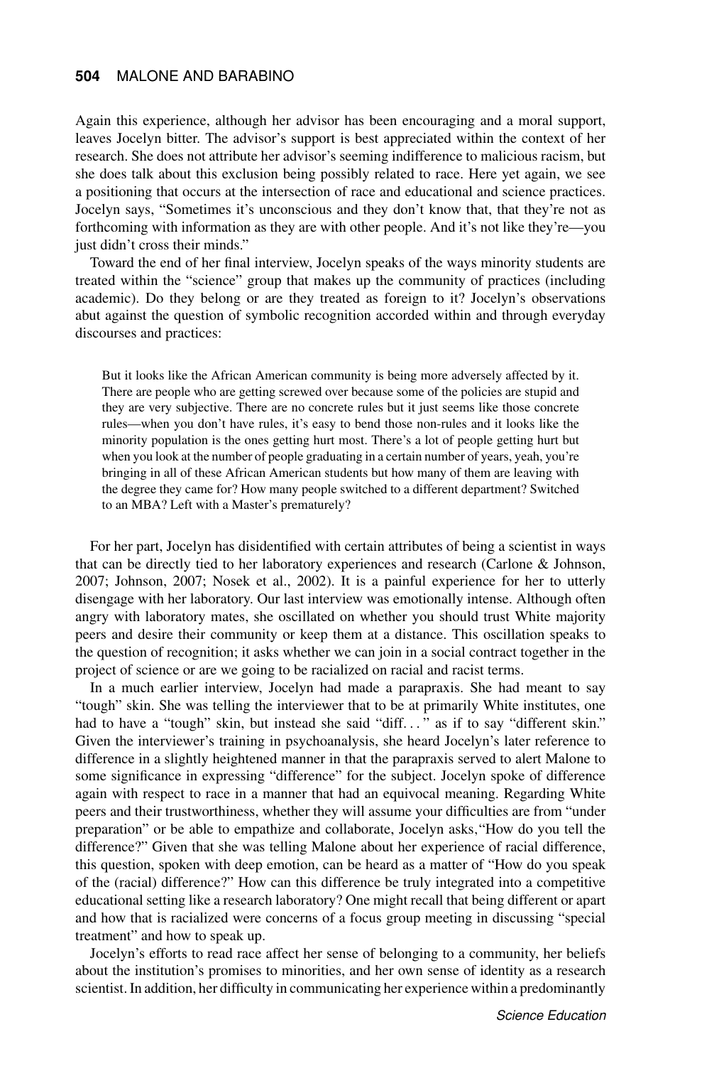Again this experience, although her advisor has been encouraging and a moral support, leaves Jocelyn bitter. The advisor's support is best appreciated within the context of her research. She does not attribute her advisor's seeming indifference to malicious racism, but she does talk about this exclusion being possibly related to race. Here yet again, we see a positioning that occurs at the intersection of race and educational and science practices. Jocelyn says, "Sometimes it's unconscious and they don't know that, that they're not as forthcoming with information as they are with other people. And it's not like they're—you just didn't cross their minds."

Toward the end of her final interview, Jocelyn speaks of the ways minority students are treated within the "science" group that makes up the community of practices (including academic). Do they belong or are they treated as foreign to it? Jocelyn's observations abut against the question of symbolic recognition accorded within and through everyday discourses and practices:

> But it looks like the African American community is being more adversely affected by it. There are people who are getting screwed over because some of the policies are stupid and they are very subjective. There are no concrete rules but it just seems like those concrete rules—when you don't have rules, it's easy to bend those non-rules and it looks like the minority population is the ones getting hurt most. There's a lot of people getting hurt but when you look at the number of people graduating in a certain number of years, yeah, you're bringing in all of these African American students but how many of them are leaving with the degree they came for? How many people switched to a different department? Switched to an MBA? Left with a Master's prematurely?

For her part, Jocelyn has disidentified with certain attributes of being a scientist in ways that can be directly tied to her laboratory experiences and research (Carlone & Johnson, 2007; Johnson, 2007; Nosek et al., 2002). It is a painful experience for her to utterly disengage with her laboratory. Our last interview was emotionally intense. Although often angry with laboratory mates, she oscillated on whether you should trust White majority peers and desire their community or keep them at a distance. This oscillation speaks to the question of recognition; it asks whether we can join in a social contract together in the project of science or are we going to be racialized on racial and racist terms.

In a much earlier interview, Jocelyn had made a parapraxis. She had meant to say "tough" skin. She was telling the interviewer that to be at primarily White institutes, one had to have a "tough" skin, but instead she said "diff. . . " as if to say "different skin." Given the interviewer's training in psychoanalysis, she heard Jocelyn's later reference to difference in a slightly heightened manner in that the parapraxis served to alert Malone to some significance in expressing "difference" for the subject. Jocelyn spoke of difference again with respect to race in a manner that had an equivocal meaning. Regarding White peers and their trustworthiness, whether they will assume your difficulties are from "under preparation" or be able to empathize and collaborate, Jocelyn asks, "How do you tell the difference?" Given that she was telling Malone about her experience of racial difference, this question, spoken with deep emotion, can be heard as a matter of "How do you speak of the (racial) difference?" How can this difference be truly integrated into a competitive educational setting like a research laboratory? One might recall that being different or apart and how that is racialized were concerns of a focus group meeting in discussing "special treatment" and how to speak up.

Jocelyn's efforts to read race affect her sense of belonging to a community, her beliefs about the institution's promises to minorities, and her own sense of identity as a research scientist. In addition, her difficulty in communicating her experience within a predominantly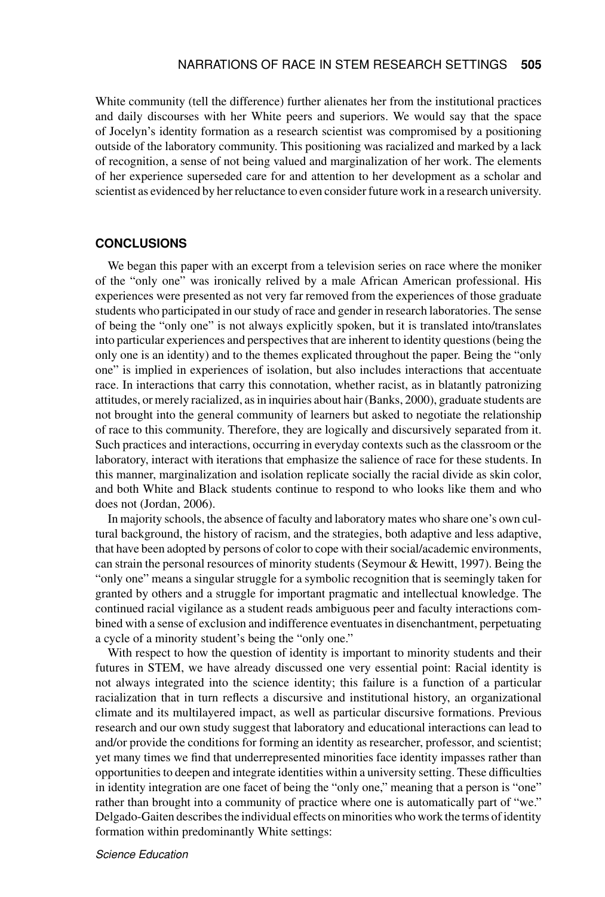White community (tell the difference) further alienates her from the institutional practices and daily discourses with her White peers and superiors. We would say that the space of Jocelyn's identity formation as a research scientist was compromised by a positioning outside of the laboratory community. This positioning was racialized and marked by a lack of recognition, a sense of not being valued and marginalization of her work. The elements of her experience superseded care for and attention to her development as a scholar and scientist as evidenced by her reluctance to even consider future work in a research university.

## CONCLUSIONS

We began this paper with an excerpt from a television series on race where the moniker of the "only one" was ironically relived by a male African American professional. His experiences were presented as not very far removed from the experiences of those graduate students who participated in our study of race and gender in research laboratories. The sense of being the "only one" is not always explicitly spoken, but it is translated into/translates into particular experiences and perspectives that are inherent to identity questions (being the only one is an identity) and to the themes explicated throughout the paper. Being the "only one" is implied in experiences of isolation, but also includes interactions that accentuate race. In interactions that carry this connotation, whether racist, as in blatantly patronizing attitudes, or merely racialized, as in inquiries about hair (Banks, 2000), graduate students are not brought into the general community of learners but asked to negotiate the relationship of race to this community. Therefore, they are logically and discursively separated from it. Such practices and interactions, occurring in everyday contexts such as the classroom or the laboratory, interact with iterations that emphasize the salience of race for these students. In this manner, marginalization and isolation replicate socially the racial divide as skin color, and both White and Black students continue to respond to who looks like them and who does not (Jordan, 2006).

In majority schools, the absence of faculty and laboratory mates who share one's own cultural background, the history of racism, and the strategies, both adaptive and less adaptive, that have been adopted by persons of color to cope with their social/academic environments, can strain the personal resources of minority students (Seymour & Hewitt, 1997). Being the "only one" means a singular struggle for a symbolic recognition that is seemingly taken for granted by others and a struggle for important pragmatic and intellectual knowledge. The continued racial vigilance as a student reads ambiguous peer and faculty interactions combined with a sense of exclusion and indifference eventuates in disenchantment, perpetuating a cycle of a minority student's being the "only one."

With respect to how the question of identity is important to minority students and their futures in STEM, we have already discussed one very essential point: Racial identity is not always integrated into the science identity; this failure is a function of a particular racialization that in turn reflects a discursive and institutional history, an organizational climate and its multilayered impact, as well as particular discursive formations. Previous research and our own study suggest that laboratory and educational interactions can lead to and/or provide the conditions for forming an identity as researcher, professor, and scientist; yet many times we find that underrepresented minorities face identity impasses rather than opportunities to deepen and integrate identities within a university setting. These difficulties in identity integration are one facet of being the "only one," meaning that a person is "one" rather than brought into a community of practice where one is automatically part of "we." Delgado-Gaiten describes the individual effects on minorities who work the terms of identity formation within predominantly White settings: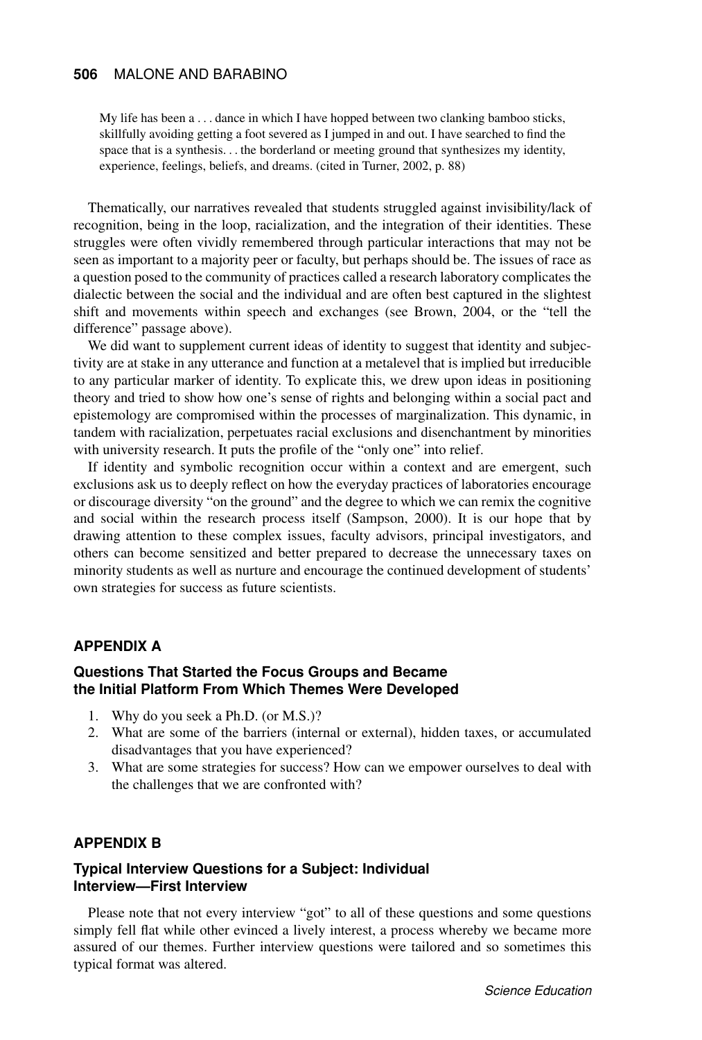> My life has been a . . . dance in which I have hopped between two clanking bamboo sticks, skillfully avoiding getting a foot severed as I jumped in and out. I have searched to find the space that is a synthesis. . . the borderland or meeting ground that synthesizes my identity, experience, feelings, beliefs, and dreams. (cited in Turner, 2002, p. 88)

Thematically, our narratives revealed that students struggled against invisibility/lack of recognition, being in the loop, racialization, and the integration of their identities. These struggles were often vividly remembered through particular interactions that may not be seen as important to a majority peer or faculty, but perhaps should be. The issues of race as a question posed to the community of practices called a research laboratory complicates the dialectic between the social and the individual and are often best captured in the slightest shift and movements within speech and exchanges (see Brown, 2004, or the "tell the difference" passage above).

We did want to supplement current ideas of identity to suggest that identity and subjectivity are at stake in any utterance and function at a metalevel that is implied but irreducible to any particular marker of identity. To explicate this, we drew upon ideas in positioning theory and tried to show how one's sense of rights and belonging within a social pact and epistemology are compromised within the processes of marginalization. This dynamic, in tandem with racialization, perpetuates racial exclusions and disenchantment by minorities with university research. It puts the profile of the "only one" into relief.

If identity and symbolic recognition occur within a context and are emergent, such exclusions ask us to deeply reflect on how the everyday practices of laboratories encourage or discourage diversity "on the ground" and the degree to which we can remix the cognitive and social within the research process itself (Sampson, 2000). It is our hope that by drawing attention to these complex issues, faculty advisors, principal investigators, and others can become sensitized and better prepared to decrease the unnecessary taxes on minority students as well as nurture and encourage the continued development of students' own strategies for success as future scientists.

## APPENDIX A

### Questions That Started the Focus Groups and Became the Initial Platform From Which Themes Were Developed

1. Why do you seek a Ph.D. (or M.S.)?
2. What are some of the barriers (internal or external), hidden taxes, or accumulated disadvantages that you have experienced?
3. What are some strategies for success? How can we empower ourselves to deal with the challenges that we are confronted with?

## APPENDIX B

### Typical Interview Questions for a Subject: Individual Interview—First Interview

Please note that not every interview "got" to all of these questions and some questions simply fell flat while other evinced a lively interest, a process whereby we became more assured of our themes. Further interview questions were tailored and so sometimes this typical format was altered.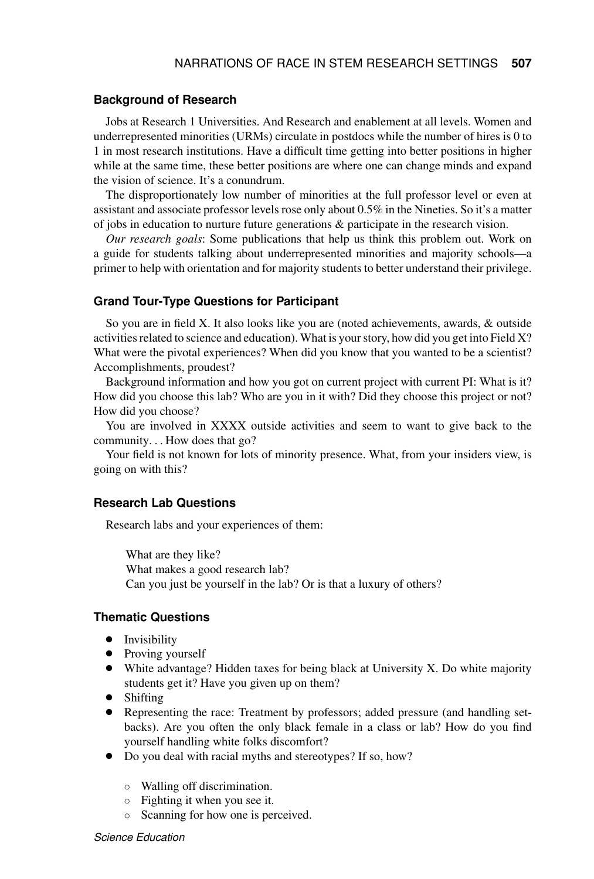### Background of Research

Jobs at Research 1 Universities. And Research and enablement at all levels. Women and underrepresented minorities (URMs) circulate in postdocs while the number of hires is 0 to 1 in most research institutions. Have a difficult time getting into better positions in higher while at the same time, these better positions are where one can change minds and expand the vision of science. It's a conundrum.

The disproportionately low number of minorities at the full professor level or even at assistant and associate professor levels rose only about 0.5% in the Nineties. So it's a matter of jobs in education to nurture future generations & participate in the research vision.

*Our research goals*: Some publications that help us think this problem out. Work on a guide for students talking about underrepresented minorities and majority schools—a primer to help with orientation and for majority students to better understand their privilege.

### Grand Tour-Type Questions for Participant

So you are in field X. It also looks like you are (noted achievements, awards, & outside activities related to science and education). What is your story, how did you get into Field X? What were the pivotal experiences? When did you know that you wanted to be a scientist? Accomplishments, proudest?

Background information and how you got on current project with current PI: What is it? How did you choose this lab? Who are you in it with? Did they choose this project or not? How did you choose?

You are involved in XXXX outside activities and seem to want to give back to the community. . . How does that go?

Your field is not known for lots of minority presence. What, from your insiders view, is going on with this?

### Research Lab Questions

Research labs and your experiences of them:

What are they like?
What makes a good research lab?
Can you just be yourself in the lab? Or is that a luxury of others?

### Thematic Questions

- Invisibility
- Proving yourself
- White advantage? Hidden taxes for being black at University X. Do white majority students get it? Have you given up on them?
- Shifting
- Representing the race: Treatment by professors; added pressure (and handling setbacks). Are you often the only black female in a class or lab? How do you find yourself handling white folks discomfort?
- Do you deal with racial myths and stereotypes? If so, how?
  - Walling off discrimination.
  - Fighting it when you see it.
  - Scanning for how one is perceived.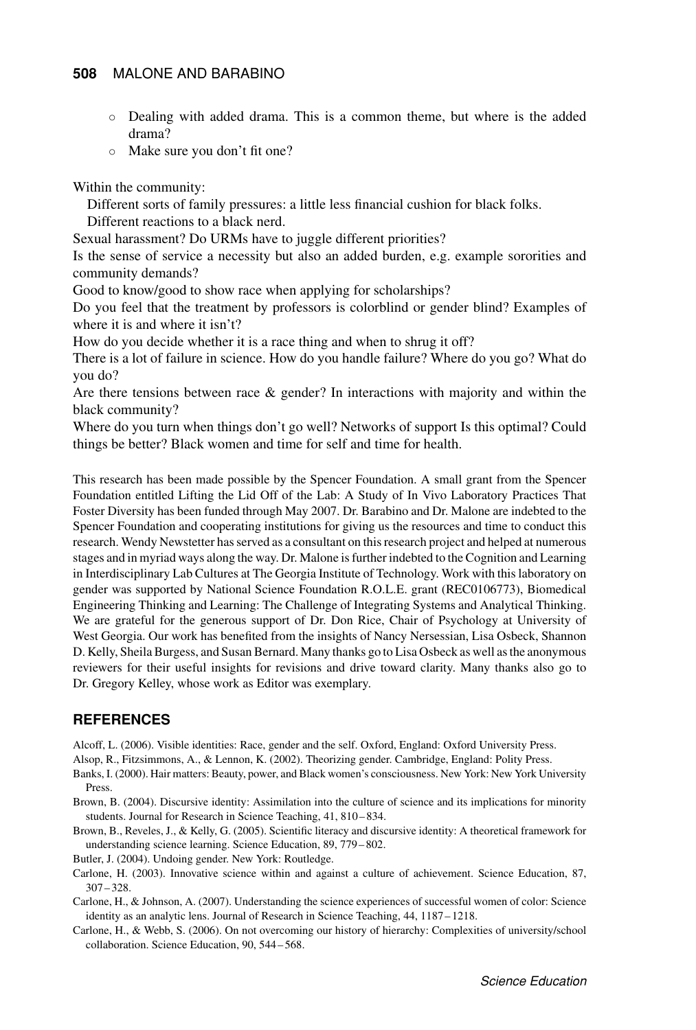- Dealing with added drama. This is a common theme, but where is the added drama?
- Make sure you don't fit one?

Within the community:

Different sorts of family pressures: a little less financial cushion for black folks.

Different reactions to a black nerd.

Sexual harassment? Do URMs have to juggle different priorities?

Is the sense of service a necessity but also an added burden, e.g. example sororities and community demands?

Good to know/good to show race when applying for scholarships?

Do you feel that the treatment by professors is colorblind or gender blind? Examples of where it is and where it isn't?

How do you decide whether it is a race thing and when to shrug it off?

There is a lot of failure in science. How do you handle failure? Where do you go? What do you do?

Are there tensions between race & gender? In interactions with majority and within the black community?

Where do you turn when things don't go well? Networks of support Is this optimal? Could things be better? Black women and time for self and time for health.

This research has been made possible by the Spencer Foundation. A small grant from the Spencer Foundation entitled Lifting the Lid Off of the Lab: A Study of In Vivo Laboratory Practices That Foster Diversity has been funded through May 2007. Dr. Barabino and Dr. Malone are indebted to the Spencer Foundation and cooperating institutions for giving us the resources and time to conduct this research. Wendy Newstetter has served as a consultant on this research project and helped at numerous stages and in myriad ways along the way. Dr. Malone is further indebted to the Cognition and Learning in Interdisciplinary Lab Cultures at The Georgia Institute of Technology. Work with this laboratory on gender was supported by National Science Foundation R.O.L.E. grant (REC0106773), Biomedical Engineering Thinking and Learning: The Challenge of Integrating Systems and Analytical Thinking. We are grateful for the generous support of Dr. Don Rice, Chair of Psychology at University of West Georgia. Our work has benefited from the insights of Nancy Nersessian, Lisa Osbeck, Shannon D. Kelly, Sheila Burgess, and Susan Bernard. Many thanks go to Lisa Osbeck as well as the anonymous reviewers for their useful insights for revisions and drive toward clarity. Many thanks also go to Dr. Gregory Kelley, whose work as Editor was exemplary.

## REFERENCES

Alcoff, L. (2006). Visible identities: Race, gender and the self. Oxford, England: Oxford University Press.

Alsop, R., Fitzsimmons, A., & Lennon, K. (2002). Theorizing gender. Cambridge, England: Polity Press.

Banks, I. (2000). Hair matters: Beauty, power, and Black women's consciousness. New York: New York University Press.

Brown, B. (2004). Discursive identity: Assimilation into the culture of science and its implications for minority students. Journal for Research in Science Teaching, 41, 810–834.

Brown, B., Reveles, J., & Kelly, G. (2005). Scientific literacy and discursive identity: A theoretical framework for understanding science learning. Science Education, 89, 779–802.

Butler, J. (2004). Undoing gender. New York: Routledge.

Carlone, H. (2003). Innovative science within and against a culture of achievement. Science Education, 87, 307–328.

Carlone, H., & Johnson, A. (2007). Understanding the science experiences of successful women of color: Science identity as an analytic lens. Journal of Research in Science Teaching, 44, 1187–1218.

Carlone, H., & Webb, S. (2006). On not overcoming our history of hierarchy: Complexities of university/school collaboration. Science Education, 90, 544–568.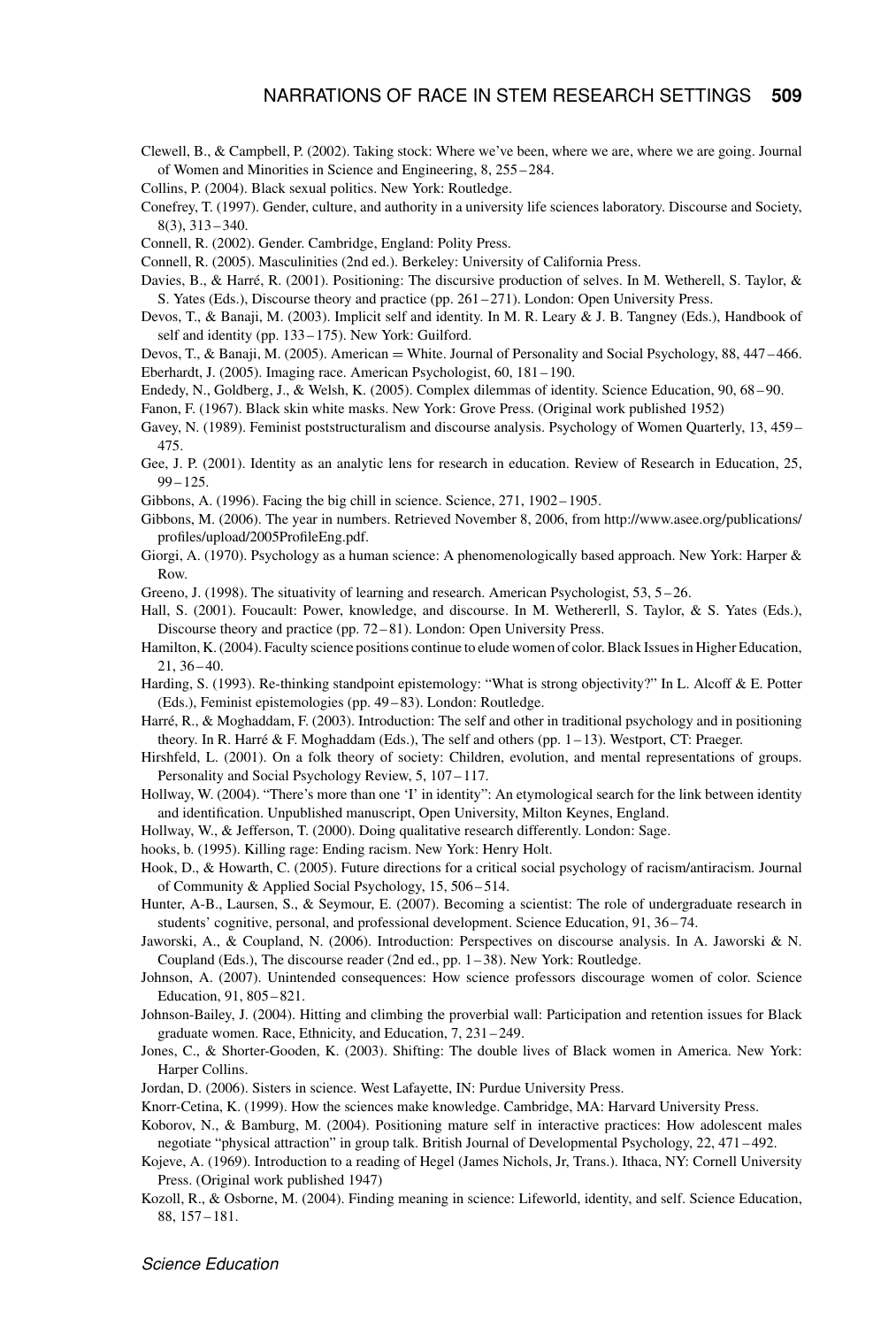Clewell, B., & Campbell, P. (2002). Taking stock: Where we've been, where we are, where we are going. Journal of Women and Minorities in Science and Engineering, 8, 255–284.

Collins, P. (2004). Black sexual politics. New York: Routledge.

Conefrey, T. (1997). Gender, culture, and authority in a university life sciences laboratory. Discourse and Society, 8(3), 313–340.

Connell, R. (2002). Gender. Cambridge, England: Polity Press.

Connell, R. (2005). Masculinities (2nd ed.). Berkeley: University of California Press.

Davies, B., & Harré, R. (2001). Positioning: The discursive production of selves. In M. Wetherell, S. Taylor, & S. Yates (Eds.), Discourse theory and practice (pp. 261–271). London: Open University Press.

Devos, T., & Banaji, M. (2003). Implicit self and identity. In M. R. Leary & J. B. Tangney (Eds.), Handbook of self and identity (pp. 133–175). New York: Guilford.

Devos, T., & Banaji, M. (2005). American = White. Journal of Personality and Social Psychology, 88, 447–466.

Eberhardt, J. (2005). Imaging race. American Psychologist, 60, 181–190.

Endedy, N., Goldberg, J., & Welsh, K. (2005). Complex dilemmas of identity. Science Education, 90, 68–90.

Fanon, F. (1967). Black skin white masks. New York: Grove Press. (Original work published 1952)

Gavey, N. (1989). Feminist poststructuralism and discourse analysis. Psychology of Women Quarterly, 13, 459–475.

Gee, J. P. (2001). Identity as an analytic lens for research in education. Review of Research in Education, 25, 99–125.

Gibbons, A. (1996). Facing the big chill in science. Science, 271, 1902–1905.

Gibbons, M. (2006). The year in numbers. Retrieved November 8, 2006, from http://www.asee.org/publications/profiles/upload/2005ProfileEng.pdf.

Giorgi, A. (1970). Psychology as a human science: A phenomenologically based approach. New York: Harper & Row.

Greeno, J. (1998). The situativity of learning and research. American Psychologist, 53, 5–26.

Hall, S. (2001). Foucault: Power, knowledge, and discourse. In M. Wethererll, S. Taylor, & S. Yates (Eds.), Discourse theory and practice (pp. 72–81). London: Open University Press.

Hamilton, K. (2004). Faculty science positions continue to elude women of color. Black Issues in Higher Education, 21, 36–40.

Harding, S. (1993). Re-thinking standpoint epistemology: "What is strong objectivity?" In L. Alcoff & E. Potter (Eds.), Feminist epistemologies (pp. 49–83). London: Routledge.

Harré, R., & Moghaddam, F. (2003). Introduction: The self and other in traditional psychology and in positioning theory. In R. Harré & F. Moghaddam (Eds.), The self and others (pp. 1–13). Westport, CT: Praeger.

Hirshfeld, L. (2001). On a folk theory of society: Children, evolution, and mental representations of groups. Personality and Social Psychology Review, 5, 107–117.

Hollway, W. (2004). "There's more than one 'I' in identity": An etymological search for the link between identity and identification. Unpublished manuscript, Open University, Milton Keynes, England.

Hollway, W., & Jefferson, T. (2000). Doing qualitative research differently. London: Sage.

hooks, b. (1995). Killing rage: Ending racism. New York: Henry Holt.

Hook, D., & Howarth, C. (2005). Future directions for a critical social psychology of racism/antiracism. Journal of Community & Applied Social Psychology, 15, 506–514.

Hunter, A-B., Laursen, S., & Seymour, E. (2007). Becoming a scientist: The role of undergraduate research in students' cognitive, personal, and professional development. Science Education, 91, 36–74.

Jaworski, A., & Coupland, N. (2006). Introduction: Perspectives on discourse analysis. In A. Jaworski & N. Coupland (Eds.), The discourse reader (2nd ed., pp. 1–38). New York: Routledge.

Johnson, A. (2007). Unintended consequences: How science professors discourage women of color. Science Education, 91, 805–821.

Johnson-Bailey, J. (2004). Hitting and climbing the proverbial wall: Participation and retention issues for Black graduate women. Race, Ethnicity, and Education, 7, 231–249.

Jones, C., & Shorter-Gooden, K. (2003). Shifting: The double lives of Black women in America. New York: Harper Collins.

Jordan, D. (2006). Sisters in science. West Lafayette, IN: Purdue University Press.

Knorr-Cetina, K. (1999). How the sciences make knowledge. Cambridge, MA: Harvard University Press.

Koborov, N., & Bamburg, M. (2004). Positioning mature self in interactive practices: How adolescent males negotiate "physical attraction" in group talk. British Journal of Developmental Psychology, 22, 471–492.

Kojeve, A. (1969). Introduction to a reading of Hegel (James Nichols, Jr, Trans.). Ithaca, NY: Cornell University Press. (Original work published 1947)

Kozoll, R., & Osborne, M. (2004). Finding meaning in science: Lifeworld, identity, and self. Science Education, 88, 157–181.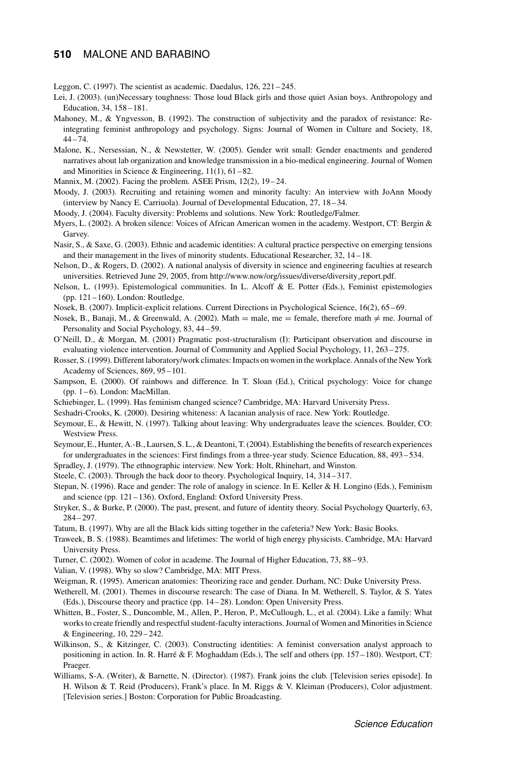Leggon, C. (1997). The scientist as academic. Daedalus, 126, 221 – 245.

Lei, J. (2003). (un)Necessary toughness: Those loud Black girls and those quiet Asian boys. Anthropology and Education, 34, 158 – 181.

Mahoney, M., & Yngvesson, B. (1992). The construction of subjectivity and the paradox of resistance: Re-integrating feminist anthropology and psychology. Signs: Journal of Women in Culture and Society, 18, 44 – 74.

Malone, K., Nersessian, N., & Newstetter, W. (2005). Gender writ small: Gender enactments and gendered narratives about lab organization and knowledge transmission in a bio-medical engineering. Journal of Women and Minorities in Science & Engineering, 11(1), 61 – 82.

Mannix, M. (2002). Facing the problem. ASEE Prism, 12(2), 19 – 24.

Moody, J. (2003). Recruiting and retaining women and minority faculty: An interview with JoAnn Moody (interview by Nancy E. Carriuola). Journal of Developmental Education, 27, 18 – 34.

Moody, J. (2004). Faculty diversity: Problems and solutions. New York: Routledge/Falmer.

Myers, L. (2002). A broken silence: Voices of African American women in the academy. Westport, CT: Bergin & Garvey.

Nasir, S., & Saxe, G. (2003). Ethnic and academic identities: A cultural practice perspective on emerging tensions and their management in the lives of minority students. Educational Researcher, 32, 14 – 18.

Nelson, D., & Rogers, D. (2002). A national analysis of diversity in science and engineering faculties at research universities. Retrieved June 29, 2005, from http://www.now/org/issues/diverse/diversity_report.pdf.

Nelson, L. (1993). Epistemological communities. In L. Alcoff & E. Potter (Eds.), Feminist epistemologies (pp. 121 – 160). London: Routledge.

Nosek, B. (2007). Implicit-explicit relations. Current Directions in Psychological Science, 16(2), 65 – 69.

Nosek, B., Banaji, M., & Greenwald, A. (2002). Math = male, me = female, therefore math ≠ me. Journal of Personality and Social Psychology, 83, 44 – 59.

O'Neill, D., & Morgan, M. (2001) Pragmatic post-structuralism (I): Participant observation and discourse in evaluating violence intervention. Journal of Community and Applied Social Psychology, 11, 263 – 275.

Rosser, S. (1999). Different laboratory/work climates: Impacts on women in the workplace. Annals of the New York Academy of Sciences, 869, 95 – 101.

Sampson, E. (2000). Of rainbows and difference. In T. Sloan (Ed.), Critical psychology: Voice for change (pp. 1 – 6). London: MacMillan.

Schiebinger, L. (1999). Has feminism changed science? Cambridge, MA: Harvard University Press.

Seshadri-Crooks, K. (2000). Desiring whiteness: A lacanian analysis of race. New York: Routledge.

Seymour, E., & Hewitt, N. (1997). Talking about leaving: Why undergraduates leave the sciences. Boulder, CO: Westview Press.

Seymour, E., Hunter, A.-B., Laursen, S. L., & Deantoni, T. (2004). Establishing the benefits of research experiences for undergraduates in the sciences: First findings from a three-year study. Science Education, 88, 493 – 534.

Spradley, J. (1979). The ethnographic interview. New York: Holt, Rhinehart, and Winston.

Steele, C. (2003). Through the back door to theory. Psychological Inquiry, 14, 314 – 317.

Stepan, N. (1996). Race and gender: The role of analogy in science. In E. Keller & H. Longino (Eds.), Feminism and science (pp. 121 – 136). Oxford, England: Oxford University Press.

Stryker, S., & Burke, P. (2000). The past, present, and future of identity theory. Social Psychology Quarterly, 63, 284 – 297.

Tatum, B. (1997). Why are all the Black kids sitting together in the cafeteria? New York: Basic Books.

Traweek, B. S. (1988). Beamtimes and lifetimes: The world of high energy physicists. Cambridge, MA: Harvard University Press.

Turner, C. (2002). Women of color in academe. The Journal of Higher Education, 73, 88 – 93.

Valian, V. (1998). Why so slow? Cambridge, MA: MIT Press.

Weigman, R. (1995). American anatomies: Theorizing race and gender. Durham, NC: Duke University Press.

Wetherell, M. (2001). Themes in discourse research: The case of Diana. In M. Wetherell, S. Taylor, & S. Yates (Eds.), Discourse theory and practice (pp. 14 – 28). London: Open University Press.

Whitten, B., Foster, S., Duncomble, M., Allen, P., Heron, P., McCullough, L., et al. (2004). Like a family: What works to create friendly and respectful student-faculty interactions. Journal of Women and Minorities in Science & Engineering, 10, 229 – 242.

Wilkinson, S., & Kitzinger, C. (2003). Constructing identities: A feminist conversation analyst approach to positioning in action. In. R. Harré & F. Moghaddam (Eds.), The self and others (pp. 157 – 180). Westport, CT: Praeger.

Williams, S-A. (Writer), & Barnette, N. (Director). (1987). Frank joins the club. [Television series episode]. In H. Wilson & T. Reid (Producers), Frank's place. In M. Riggs & V. Kleiman (Producers), Color adjustment. [Television series.] Boston: Corporation for Public Broadcasting.